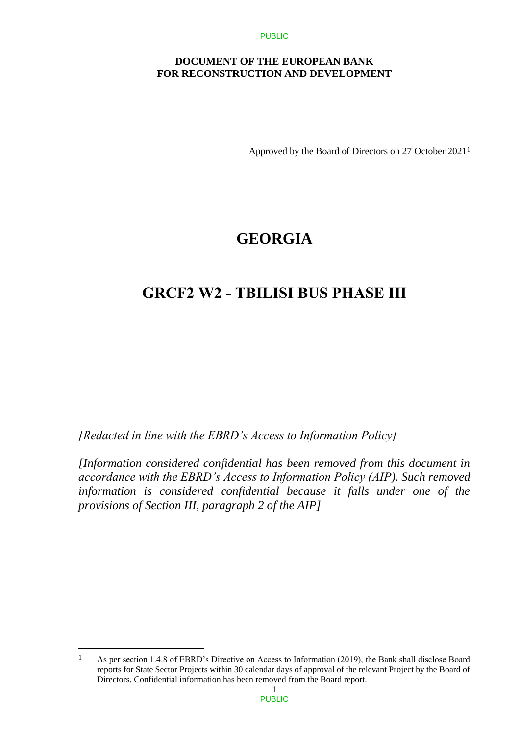**DOCUMENT OF THE EUROPEAN BANK FOR RECONSTRUCTION AND DEVELOPMENT**

Approved by the Board of Directors on 27 October 2021[1]

# GEORGIA

# GRCF2 W2 - TBILISI BUS PHASE III

*[Redacted in line with the EBRD's Access to Information Policy]*

*[Information considered confidential has been removed from this document in accordance with the EBRD's Access to Information Policy (AIP). Such removed information is considered confidential because it falls under one of the provisions of Section III, paragraph 2 of the AIP]*

[1] As per section 1.4.8 of EBRD's Directive on Access to Information (2019), the Bank shall disclose Board reports for State Sector Projects within 30 calendar days of approval of the relevant Project by the Board of Directors. Confidential information has been removed from the Board report.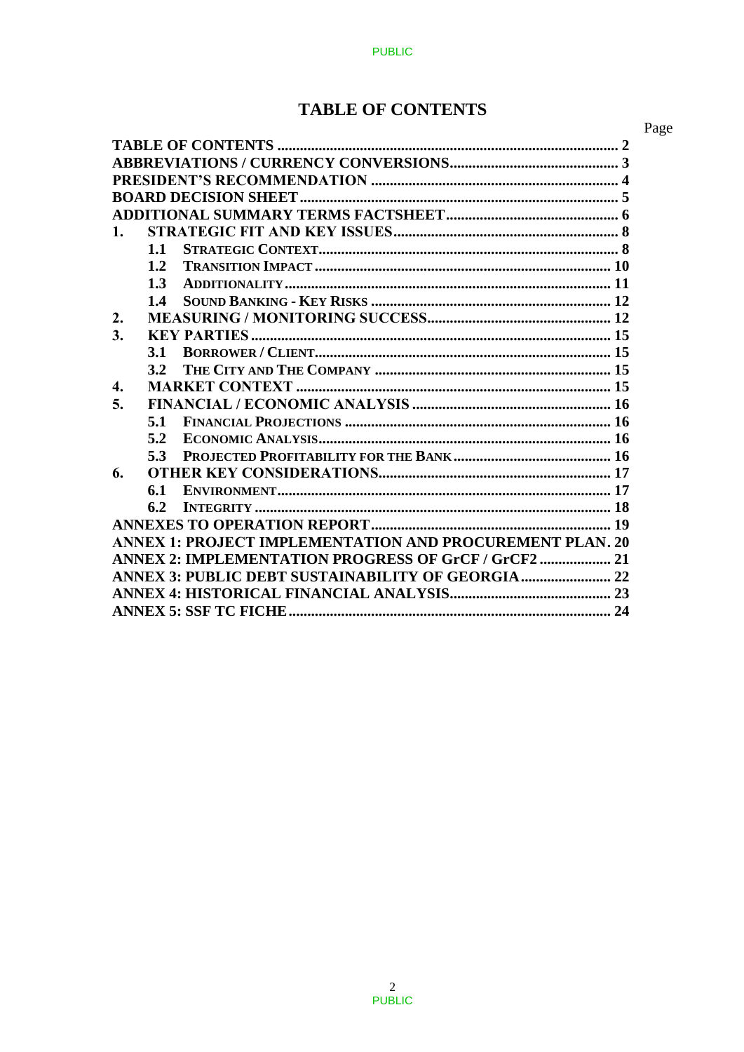# TABLE OF CONTENTS

Page

| | | |
|---|---|---|
| **TABLE OF CONTENTS** | | **2** |
| **ABBREVIATIONS / CURRENCY CONVERSIONS** | | **3** |
| **PRESIDENT'S RECOMMENDATION** | | **4** |
| **BOARD DECISION SHEET** | | **5** |
| **ADDITIONAL SUMMARY TERMS FACTSHEET** | | **6** |
| **1.** | **STRATEGIC FIT AND KEY ISSUES** | **8** |
| **1.1** | **STRATEGIC CONTEXT** | **8** |
| **1.2** | **TRANSITION IMPACT** | **10** |
| **1.3** | **ADDITIONALITY** | **11** |
| **1.4** | **SOUND BANKING - KEY RISKS** | **12** |
| **2.** | **MEASURING / MONITORING SUCCESS** | **12** |
| **3.** | **KEY PARTIES** | **15** |
| **3.1** | **BORROWER / CLIENT** | **15** |
| **3.2** | **THE CITY AND THE COMPANY** | **15** |
| **4.** | **MARKET CONTEXT** | **15** |
| **5.** | **FINANCIAL / ECONOMIC ANALYSIS** | **16** |
| **5.1** | **FINANCIAL PROJECTIONS** | **16** |
| **5.2** | **ECONOMIC ANALYSIS** | **16** |
| **5.3** | **PROJECTED PROFITABILITY FOR THE BANK** | **16** |
| **6.** | **OTHER KEY CONSIDERATIONS** | **17** |
| **6.1** | **ENVIRONMENT** | **17** |
| **6.2** | **INTEGRITY** | **18** |
| **ANNEXES TO OPERATION REPORT** | | **19** |
| **ANNEX 1: PROJECT IMPLEMENTATION AND PROCUREMENT PLAN** | | **20** |
| **ANNEX 2: IMPLEMENTATION PROGRESS OF GrCF / GrCF2** | | **21** |
| **ANNEX 3: PUBLIC DEBT SUSTAINABILITY OF GEORGIA** | | **22** |
| **ANNEX 4: HISTORICAL FINANCIAL ANALYSIS** | | **23** |
| **ANNEX 5: SSF TC FICHE** | | **24** |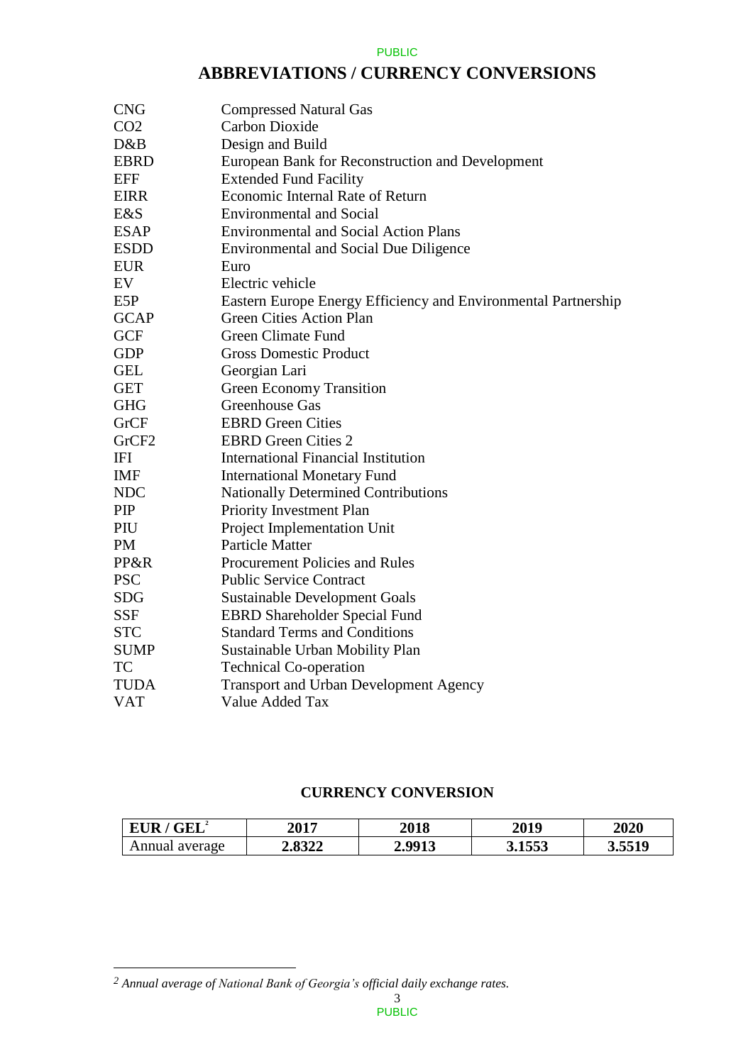# ABBREVIATIONS / CURRENCY CONVERSIONS

| | |
|---|---|
| CNG | Compressed Natural Gas |
| $CO_2$ | Carbon Dioxide |
| D&B | Design and Build |
| EBRD | European Bank for Reconstruction and Development |
| EFF | Extended Fund Facility |
| EIRR | Economic Internal Rate of Return |
| E&S | Environmental and Social |
| ESAP | Environmental and Social Action Plans |
| ESDD | Environmental and Social Due Diligence |
| EUR | Euro |
| EV | Electric vehicle |
| E5P | Eastern Europe Energy Efficiency and Environmental Partnership |
| GCAP | Green Cities Action Plan |
| GCF | Green Climate Fund |
| GDP | Gross Domestic Product |
| GEL | Georgian Lari |
| GET | Green Economy Transition |
| GHG | Greenhouse Gas |
| GrCF | EBRD Green Cities |
| GrCF2 | EBRD Green Cities 2 |
| IFI | International Financial Institution |
| IMF | International Monetary Fund |
| NDC | Nationally Determined Contributions |
| PIP | Priority Investment Plan |
| PIU | Project Implementation Unit |
| PM | Particle Matter |
| PP&R | Procurement Policies and Rules |
| PSC | Public Service Contract |
| SDG | Sustainable Development Goals |
| SSF | EBRD Shareholder Special Fund |
| STC | Standard Terms and Conditions |
| SUMP | Sustainable Urban Mobility Plan |
| TC | Technical Co-operation |
| TUDA | Transport and Urban Development Agency |
| VAT | Value Added Tax |

## CURRENCY CONVERSION

| EUR / GEL[2] | 2017 | 2018 | 2019 | 2020 |
|---|---|---|---|---|
| Annual average | **2.8322** | **2.9913** | **3.1553** | **3.5519** |

*[2] Annual average of National Bank of Georgia's official daily exchange rates.*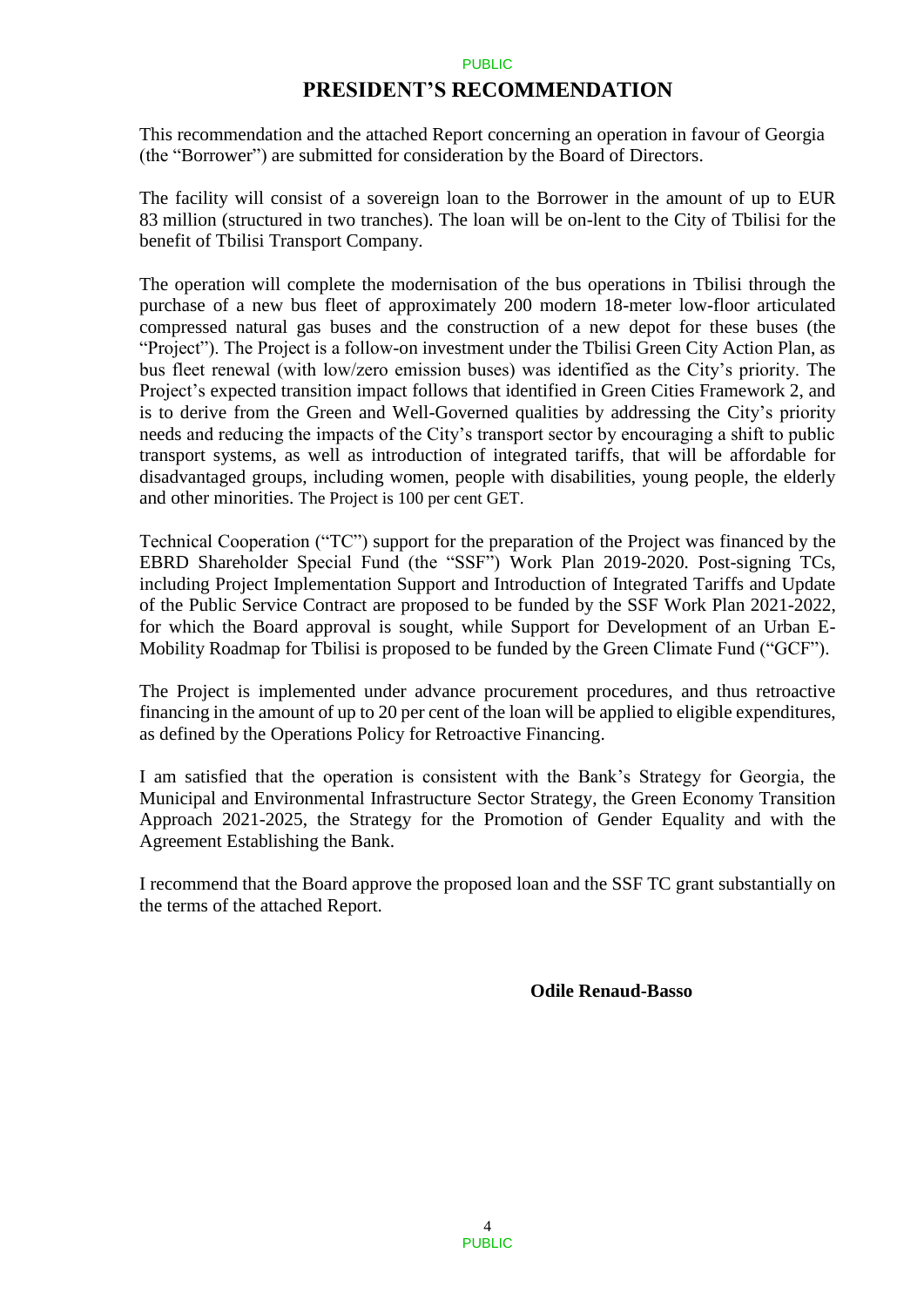# PRESIDENT'S RECOMMENDATION

This recommendation and the attached Report concerning an operation in favour of Georgia (the "Borrower") are submitted for consideration by the Board of Directors.

The facility will consist of a sovereign loan to the Borrower in the amount of up to EUR 83 million (structured in two tranches). The loan will be on-lent to the City of Tbilisi for the benefit of Tbilisi Transport Company.

The operation will complete the modernisation of the bus operations in Tbilisi through the purchase of a new bus fleet of approximately 200 modern 18-meter low-floor articulated compressed natural gas buses and the construction of a new depot for these buses (the "Project"). The Project is a follow-on investment under the Tbilisi Green City Action Plan, as bus fleet renewal (with low/zero emission buses) was identified as the City's priority. The Project's expected transition impact follows that identified in Green Cities Framework 2, and is to derive from the Green and Well-Governed qualities by addressing the City's priority needs and reducing the impacts of the City's transport sector by encouraging a shift to public transport systems, as well as introduction of integrated tariffs, that will be affordable for disadvantaged groups, including women, people with disabilities, young people, the elderly and other minorities. The Project is 100 per cent GET.

Technical Cooperation ("TC") support for the preparation of the Project was financed by the EBRD Shareholder Special Fund (the "SSF") Work Plan 2019-2020. Post-signing TCs, including Project Implementation Support and Introduction of Integrated Tariffs and Update of the Public Service Contract are proposed to be funded by the SSF Work Plan 2021-2022, for which the Board approval is sought, while Support for Development of an Urban E-Mobility Roadmap for Tbilisi is proposed to be funded by the Green Climate Fund ("GCF").

The Project is implemented under advance procurement procedures, and thus retroactive financing in the amount of up to 20 per cent of the loan will be applied to eligible expenditures, as defined by the Operations Policy for Retroactive Financing.

I am satisfied that the operation is consistent with the Bank's Strategy for Georgia, the Municipal and Environmental Infrastructure Sector Strategy, the Green Economy Transition Approach 2021-2025, the Strategy for the Promotion of Gender Equality and with the Agreement Establishing the Bank.

I recommend that the Board approve the proposed loan and the SSF TC grant substantially on the terms of the attached Report.

**Odile Renaud-Basso**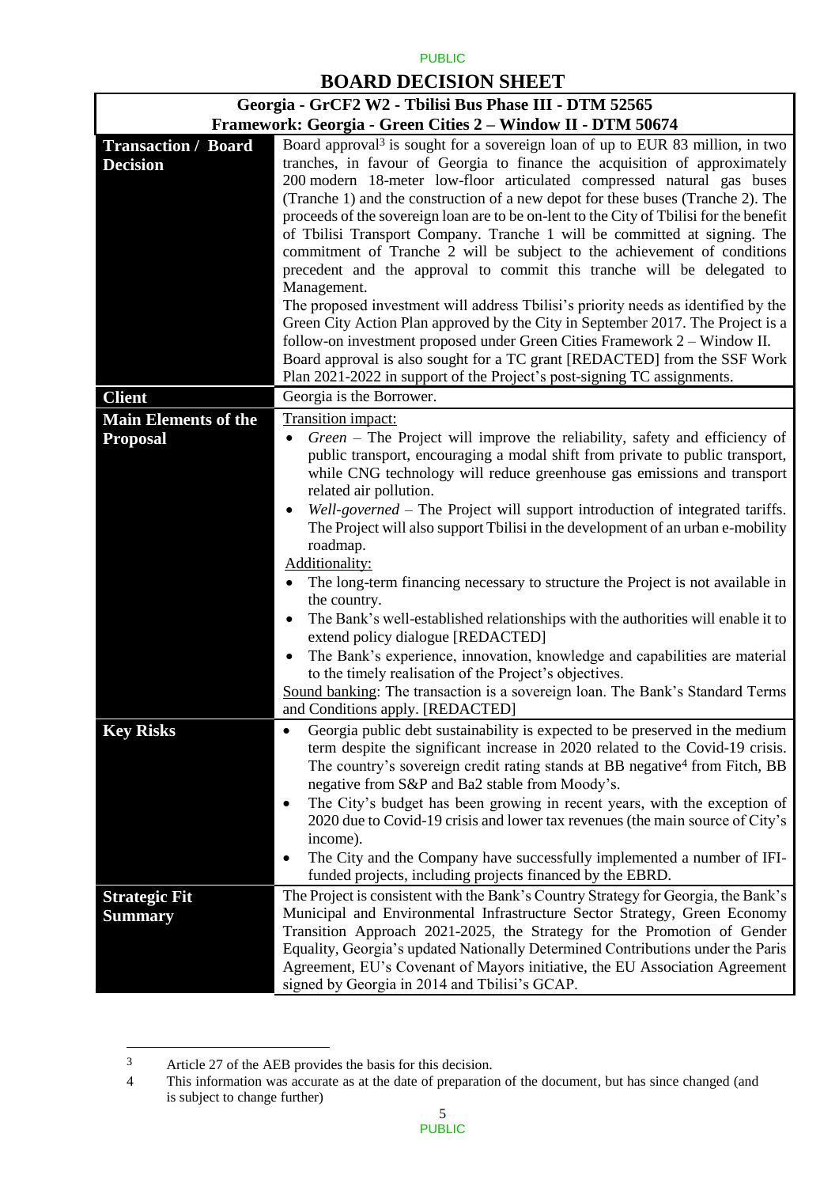# BOARD DECISION SHEET

| Georgia - GrCF2 W2 - Tbilisi Bus Phase III - DTM 52565<br>Framework: Georgia - Green Cities 2 – Window II - DTM 50674 | |
|---|---|
| **Transaction / Board Decision** | Board approval[3] is sought for a sovereign loan of up to EUR 83 million, in two tranches, in favour of Georgia to finance the acquisition of approximately 200 modern 18-meter low-floor articulated compressed natural gas buses (Tranche 1) and the construction of a new depot for these buses (Tranche 2). The proceeds of the sovereign loan are to be on-lent to the City of Tbilisi for the benefit of Tbilisi Transport Company. Tranche 1 will be committed at signing. The commitment of Tranche 2 will be subject to the achievement of conditions precedent and the approval to commit this tranche will be delegated to Management.<br>The proposed investment will address Tbilisi's priority needs as identified by the Green City Action Plan approved by the City in September 2017. The Project is a follow-on investment proposed under Green Cities Framework 2 – Window II.<br>Board approval is also sought for a TC grant [REDACTED] from the SSF Work Plan 2021-2022 in support of the Project's post-signing TC assignments. |
| **Client** | Georgia is the Borrower. |
| **Main Elements of the Proposal** | Transition impact:<br>• *Green* – The Project will improve the reliability, safety and efficiency of public transport, encouraging a modal shift from private to public transport, while CNG technology will reduce greenhouse gas emissions and transport related air pollution.<br>• *Well-governed* – The Project will support introduction of integrated tariffs. The Project will also support Tbilisi in the development of an urban e-mobility roadmap.<br>Additionality:<br>• The long-term financing necessary to structure the Project is not available in the country.<br>• The Bank's well-established relationships with the authorities will enable it to extend policy dialogue [REDACTED]<br>• The Bank's experience, innovation, knowledge and capabilities are material to the timely realisation of the Project's objectives.<br>Sound banking: The transaction is a sovereign loan. The Bank's Standard Terms and Conditions apply. [REDACTED] |
| **Key Risks** | • Georgia public debt sustainability is expected to be preserved in the medium term despite the significant increase in 2020 related to the Covid-19 crisis. The country's sovereign credit rating stands at BB negative[4] from Fitch, BB negative from S&P and Ba2 stable from Moody's.<br>• The City's budget has been growing in recent years, with the exception of 2020 due to Covid-19 crisis and lower tax revenues (the main source of City's income).<br>• The City and the Company have successfully implemented a number of IFI-funded projects, including projects financed by the EBRD. |
| **Strategic Fit Summary** | The Project is consistent with the Bank's Country Strategy for Georgia, the Bank's Municipal and Environmental Infrastructure Sector Strategy, Green Economy Transition Approach 2021-2025, the Strategy for the Promotion of Gender Equality, Georgia's updated Nationally Determined Contributions under the Paris Agreement, EU's Covenant of Mayors initiative, the EU Association Agreement signed by Georgia in 2014 and Tbilisi's GCAP. |

[3] Article 27 of the AEB provides the basis for this decision.

[4] This information was accurate as at the date of preparation of the document, but has since changed (and is subject to change further)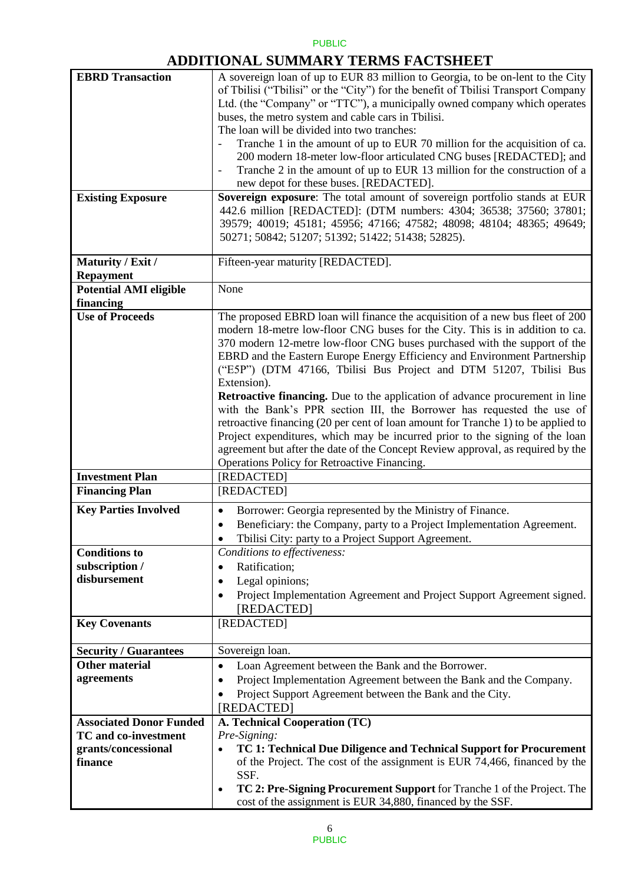# ADDITIONAL SUMMARY TERMS FACTSHEET

| | |
|---|---|
| **EBRD Transaction** | A sovereign loan of up to EUR 83 million to Georgia, to be on-lent to the City of Tbilisi ("Tbilisi" or the "City") for the benefit of Tbilisi Transport Company Ltd. (the "Company" or "TTC"), a municipally owned company which operates buses, the metro system and cable cars in Tbilisi.<br>The loan will be divided into two tranches:<br>- Tranche 1 in the amount of up to EUR 70 million for the acquisition of ca. 200 modern 18-meter low-floor articulated CNG buses [REDACTED]; and<br>- Tranche 2 in the amount of up to EUR 13 million for the construction of a new depot for these buses. [REDACTED]. |
| **Existing Exposure** | **Sovereign exposure**: The total amount of sovereign portfolio stands at EUR 442.6 million [REDACTED]: (DTM numbers: 4304; 36538; 37560; 37801; 39579; 40019; 45181; 45956; 47166; 47582; 48098; 48104; 48365; 49649; 50271; 50842; 51207; 51392; 51422; 51438; 52825). |
| **Maturity / Exit / Repayment** | Fifteen-year maturity [REDACTED]. |
| **Potential AMI eligible financing** | None |
| **Use of Proceeds** | The proposed EBRD loan will finance the acquisition of a new bus fleet of 200 modern 18-metre low-floor CNG buses for the City. This is in addition to ca. 370 modern 12-metre low-floor CNG buses purchased with the support of the EBRD and the Eastern Europe Energy Efficiency and Environment Partnership ("E5P") (DTM 47166, Tbilisi Bus Project and DTM 51207, Tbilisi Bus Extension).<br>**Retroactive financing.** Due to the application of advance procurement in line with the Bank's PPR section III, the Borrower has requested the use of retroactive financing (20 per cent of loan amount for Tranche 1) to be applied to Project expenditures, which may be incurred prior to the signing of the loan agreement but after the date of the Concept Review approval, as required by the Operations Policy for Retroactive Financing. |
| **Investment Plan** | [REDACTED] |
| **Financing Plan** | [REDACTED] |
| **Key Parties Involved** | • Borrower: Georgia represented by the Ministry of Finance.<br>• Beneficiary: the Company, party to a Project Implementation Agreement.<br>• Tbilisi City: party to a Project Support Agreement. |
| **Conditions to subscription / disbursement** | *Conditions to effectiveness:*<br>• Ratification;<br>• Legal opinions;<br>• Project Implementation Agreement and Project Support Agreement signed. [REDACTED] |
| **Key Covenants** | [REDACTED] |
| **Security / Guarantees** | Sovereign loan. |
| **Other material agreements** | • Loan Agreement between the Bank and the Borrower.<br>• Project Implementation Agreement between the Bank and the Company.<br>• Project Support Agreement between the Bank and the City.<br>[REDACTED] |
| **Associated Donor Funded TC and co-investment grants/concessional finance** | **A. Technical Cooperation (TC)**<br>*Pre-Signing:*<br>• **TC 1: Technical Due Diligence and Technical Support for Procurement** of the Project. The cost of the assignment is EUR 74,466, financed by the SSF.<br>• **TC 2: Pre-Signing Procurement Support** for Tranche 1 of the Project. The cost of the assignment is EUR 34,880, financed by the SSF. |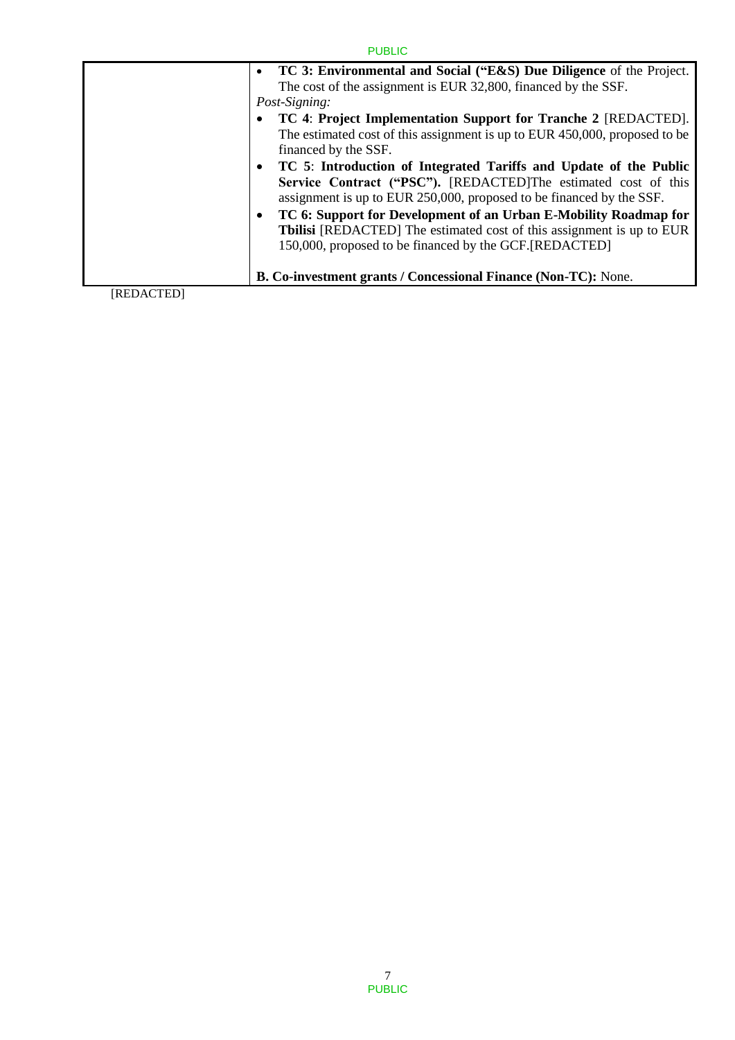| | |
|---|---|
| | • **TC 3: Environmental and Social ("E&S) Due Diligence** of the Project. The cost of the assignment is EUR 32,800, financed by the SSF.<br>*Post-Signing:*<br>• **TC 4**: **Project Implementation Support for Tranche 2** [REDACTED]. The estimated cost of this assignment is up to EUR 450,000, proposed to be financed by the SSF.<br>• **TC 5**: **Introduction of Integrated Tariffs and Update of the Public Service Contract ("PSC").** [REDACTED]The estimated cost of this assignment is up to EUR 250,000, proposed to be financed by the SSF.<br>• **TC 6: Support for Development of an Urban E-Mobility Roadmap for Tbilisi** [REDACTED] The estimated cost of this assignment is up to EUR 150,000, proposed to be financed by the GCF.[REDACTED]<br><br>**B. Co-investment grants / Concessional Finance (Non-TC):** None. |

[REDACTED]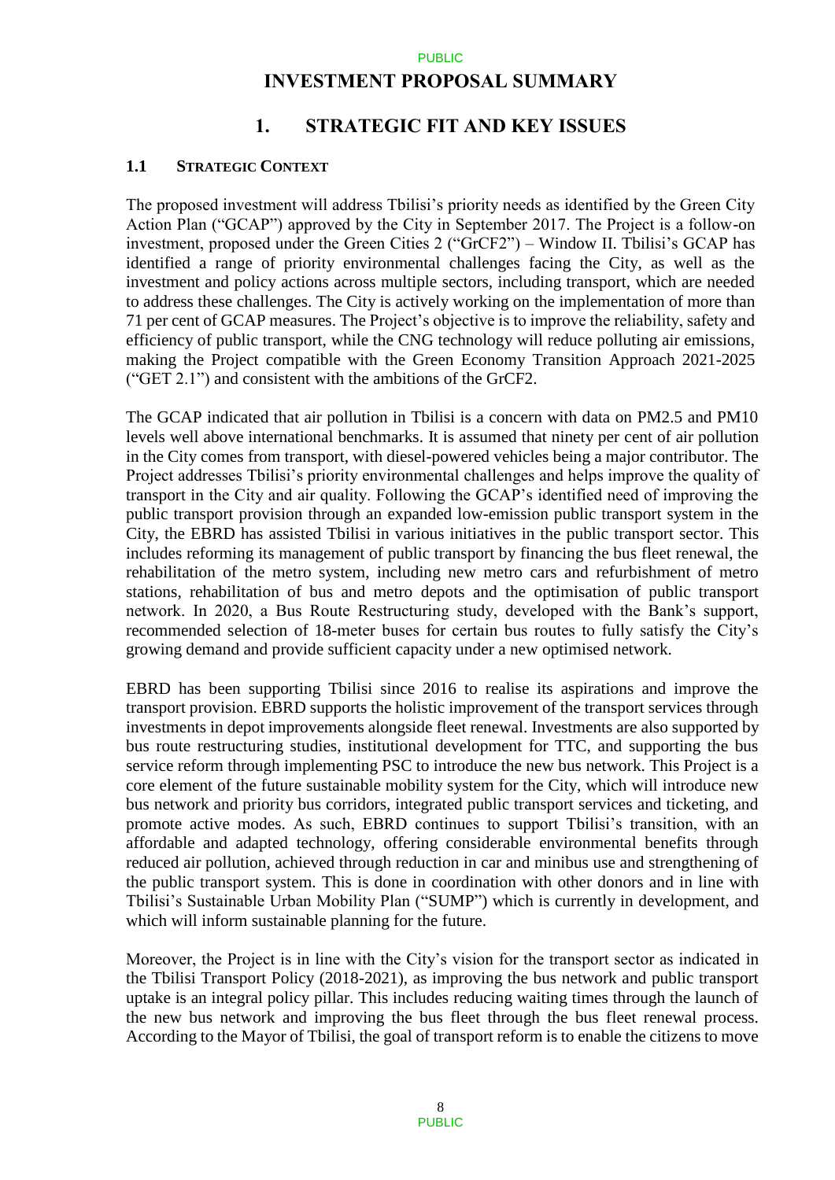# INVESTMENT PROPOSAL SUMMARY

## 1. STRATEGIC FIT AND KEY ISSUES

### 1.1 STRATEGIC CONTEXT

The proposed investment will address Tbilisi's priority needs as identified by the Green City Action Plan ("GCAP") approved by the City in September 2017. The Project is a follow-on investment, proposed under the Green Cities 2 ("GrCF2") – Window II. Tbilisi's GCAP has identified a range of priority environmental challenges facing the City, as well as the investment and policy actions across multiple sectors, including transport, which are needed to address these challenges. The City is actively working on the implementation of more than 71 per cent of GCAP measures. The Project's objective is to improve the reliability, safety and efficiency of public transport, while the CNG technology will reduce polluting air emissions, making the Project compatible with the Green Economy Transition Approach 2021-2025 ("GET 2.1") and consistent with the ambitions of the GrCF2.

The GCAP indicated that air pollution in Tbilisi is a concern with data on PM2.5 and PM10 levels well above international benchmarks. It is assumed that ninety per cent of air pollution in the City comes from transport, with diesel-powered vehicles being a major contributor. The Project addresses Tbilisi's priority environmental challenges and helps improve the quality of transport in the City and air quality. Following the GCAP's identified need of improving the public transport provision through an expanded low-emission public transport system in the City, the EBRD has assisted Tbilisi in various initiatives in the public transport sector. This includes reforming its management of public transport by financing the bus fleet renewal, the rehabilitation of the metro system, including new metro cars and refurbishment of metro stations, rehabilitation of bus and metro depots and the optimisation of public transport network. In 2020, a Bus Route Restructuring study, developed with the Bank's support, recommended selection of 18-meter buses for certain bus routes to fully satisfy the City's growing demand and provide sufficient capacity under a new optimised network.

EBRD has been supporting Tbilisi since 2016 to realise its aspirations and improve the transport provision. EBRD supports the holistic improvement of the transport services through investments in depot improvements alongside fleet renewal. Investments are also supported by bus route restructuring studies, institutional development for TTC, and supporting the bus service reform through implementing PSC to introduce the new bus network. This Project is a core element of the future sustainable mobility system for the City, which will introduce new bus network and priority bus corridors, integrated public transport services and ticketing, and promote active modes. As such, EBRD continues to support Tbilisi's transition, with an affordable and adapted technology, offering considerable environmental benefits through reduced air pollution, achieved through reduction in car and minibus use and strengthening of the public transport system. This is done in coordination with other donors and in line with Tbilisi's Sustainable Urban Mobility Plan ("SUMP") which is currently in development, and which will inform sustainable planning for the future.

Moreover, the Project is in line with the City's vision for the transport sector as indicated in the Tbilisi Transport Policy (2018-2021), as improving the bus network and public transport uptake is an integral policy pillar. This includes reducing waiting times through the launch of the new bus network and improving the bus fleet through the bus fleet renewal process. According to the Mayor of Tbilisi, the goal of transport reform is to enable the citizens to move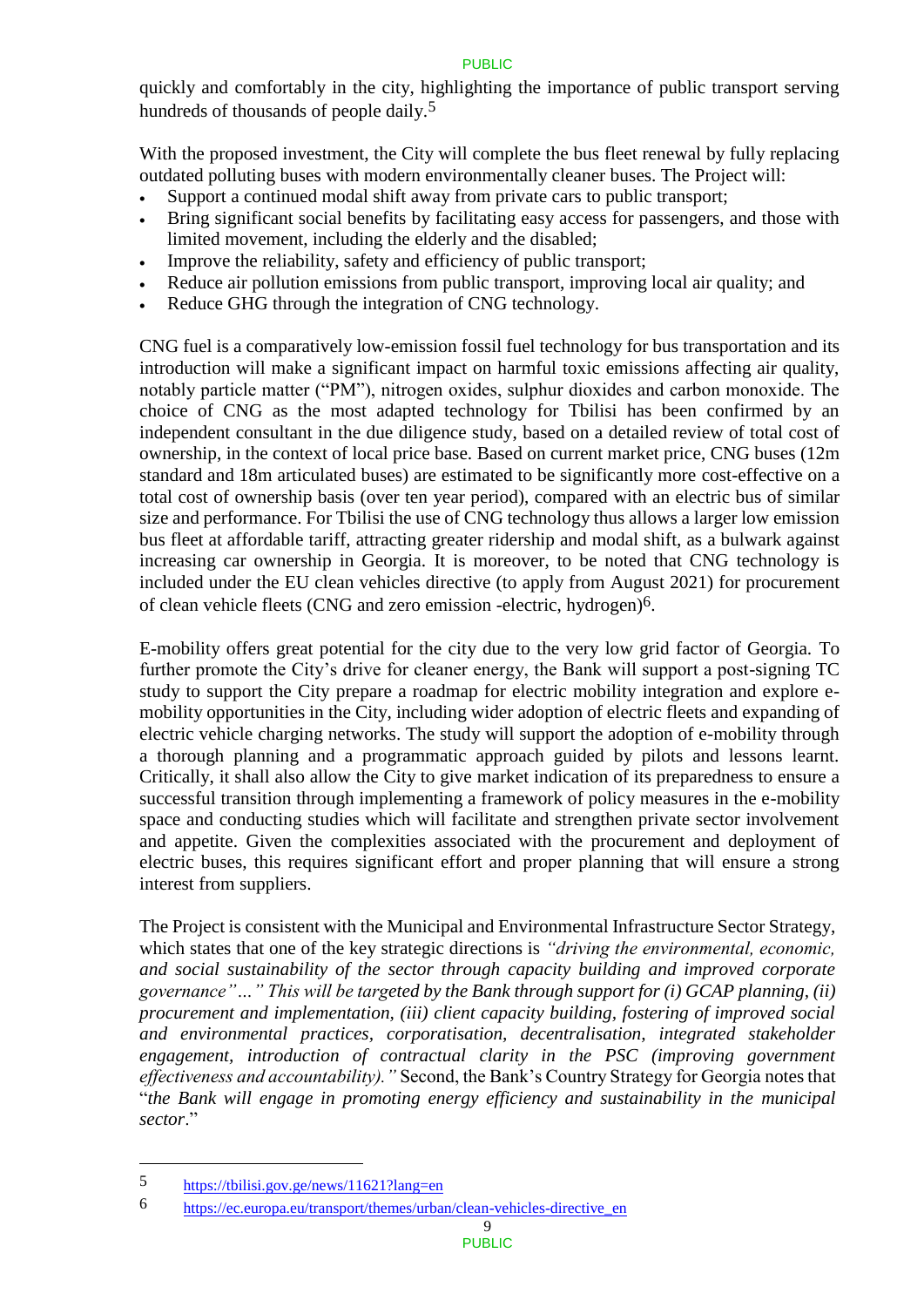quickly and comfortably in the city, highlighting the importance of public transport serving hundreds of thousands of people daily.[5]

With the proposed investment, the City will complete the bus fleet renewal by fully replacing outdated polluting buses with modern environmentally cleaner buses. The Project will:

- Support a continued modal shift away from private cars to public transport;
- Bring significant social benefits by facilitating easy access for passengers, and those with limited movement, including the elderly and the disabled;
- Improve the reliability, safety and efficiency of public transport;
- Reduce air pollution emissions from public transport, improving local air quality; and
- Reduce GHG through the integration of CNG technology.

CNG fuel is a comparatively low-emission fossil fuel technology for bus transportation and its introduction will make a significant impact on harmful toxic emissions affecting air quality, notably particle matter ("PM"), nitrogen oxides, sulphur dioxides and carbon monoxide. The choice of CNG as the most adapted technology for Tbilisi has been confirmed by an independent consultant in the due diligence study, based on a detailed review of total cost of ownership, in the context of local price base. Based on current market price, CNG buses (12m standard and 18m articulated buses) are estimated to be significantly more cost-effective on a total cost of ownership basis (over ten year period), compared with an electric bus of similar size and performance. For Tbilisi the use of CNG technology thus allows a larger low emission bus fleet at affordable tariff, attracting greater ridership and modal shift, as a bulwark against increasing car ownership in Georgia. It is moreover, to be noted that CNG technology is included under the EU clean vehicles directive (to apply from August 2021) for procurement of clean vehicle fleets (CNG and zero emission -electric, hydrogen)[6].

E-mobility offers great potential for the city due to the very low grid factor of Georgia. To further promote the City's drive for cleaner energy, the Bank will support a post-signing TC study to support the City prepare a roadmap for electric mobility integration and explore e-mobility opportunities in the City, including wider adoption of electric fleets and expanding of electric vehicle charging networks. The study will support the adoption of e-mobility through a thorough planning and a programmatic approach guided by pilots and lessons learnt. Critically, it shall also allow the City to give market indication of its preparedness to ensure a successful transition through implementing a framework of policy measures in the e-mobility space and conducting studies which will facilitate and strengthen private sector involvement and appetite. Given the complexities associated with the procurement and deployment of electric buses, this requires significant effort and proper planning that will ensure a strong interest from suppliers.

The Project is consistent with the Municipal and Environmental Infrastructure Sector Strategy, which states that one of the key strategic directions is *"driving the environmental, economic, and social sustainability of the sector through capacity building and improved corporate governance"…" This will be targeted by the Bank through support for (i) GCAP planning, (ii) procurement and implementation, (iii) client capacity building, fostering of improved social and environmental practices, corporatisation, decentralisation, integrated stakeholder engagement, introduction of contractual clarity in the PSC (improving government effectiveness and accountability)."* Second, the Bank's Country Strategy for Georgia notes that "*the Bank will engage in promoting energy efficiency and sustainability in the municipal sector*."

---

5 https://tbilisi.gov.ge/news/11621?lang=en

6 https://ec.europa.eu/transport/themes/urban/clean-vehicles-directive_en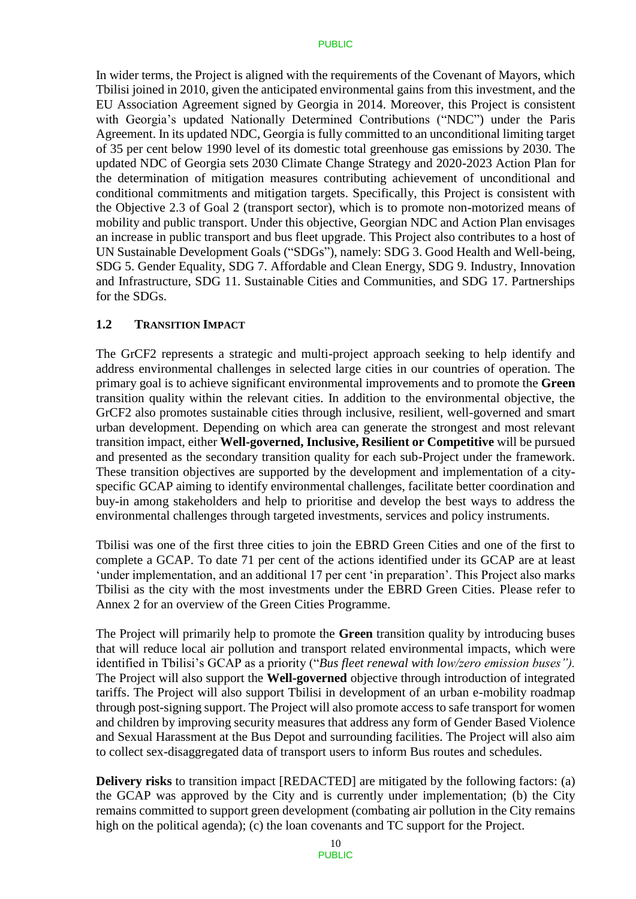In wider terms, the Project is aligned with the requirements of the Covenant of Mayors, which Tbilisi joined in 2010, given the anticipated environmental gains from this investment, and the EU Association Agreement signed by Georgia in 2014. Moreover, this Project is consistent with Georgia's updated Nationally Determined Contributions ("NDC") under the Paris Agreement. In its updated NDC, Georgia is fully committed to an unconditional limiting target of 35 per cent below 1990 level of its domestic total greenhouse gas emissions by 2030. The updated NDC of Georgia sets 2030 Climate Change Strategy and 2020-2023 Action Plan for the determination of mitigation measures contributing achievement of unconditional and conditional commitments and mitigation targets. Specifically, this Project is consistent with the Objective 2.3 of Goal 2 (transport sector), which is to promote non-motorized means of mobility and public transport. Under this objective, Georgian NDC and Action Plan envisages an increase in public transport and bus fleet upgrade. This Project also contributes to a host of UN Sustainable Development Goals ("SDGs"), namely: SDG 3. Good Health and Well-being, SDG 5. Gender Equality, SDG 7. Affordable and Clean Energy, SDG 9. Industry, Innovation and Infrastructure, SDG 11. Sustainable Cities and Communities, and SDG 17. Partnerships for the SDGs.

## 1.2 TRANSITION IMPACT

The GrCF2 represents a strategic and multi-project approach seeking to help identify and address environmental challenges in selected large cities in our countries of operation. The primary goal is to achieve significant environmental improvements and to promote the **Green** transition quality within the relevant cities. In addition to the environmental objective, the GrCF2 also promotes sustainable cities through inclusive, resilient, well-governed and smart urban development. Depending on which area can generate the strongest and most relevant transition impact, either **Well-governed, Inclusive, Resilient or Competitive** will be pursued and presented as the secondary transition quality for each sub-Project under the framework. These transition objectives are supported by the development and implementation of a city-specific GCAP aiming to identify environmental challenges, facilitate better coordination and buy-in among stakeholders and help to prioritise and develop the best ways to address the environmental challenges through targeted investments, services and policy instruments.

Tbilisi was one of the first three cities to join the EBRD Green Cities and one of the first to complete a GCAP. To date 71 per cent of the actions identified under its GCAP are at least 'under implementation, and an additional 17 per cent 'in preparation'. This Project also marks Tbilisi as the city with the most investments under the EBRD Green Cities. Please refer to Annex 2 for an overview of the Green Cities Programme.

The Project will primarily help to promote the **Green** transition quality by introducing buses that will reduce local air pollution and transport related environmental impacts, which were identified in Tbilisi's GCAP as a priority ("*Bus fleet renewal with low/zero emission buses").* The Project will also support the **Well-governed** objective through introduction of integrated tariffs. The Project will also support Tbilisi in development of an urban e-mobility roadmap through post-signing support. The Project will also promote access to safe transport for women and children by improving security measures that address any form of Gender Based Violence and Sexual Harassment at the Bus Depot and surrounding facilities. The Project will also aim to collect sex-disaggregated data of transport users to inform Bus routes and schedules.

**Delivery risks** to transition impact [REDACTED] are mitigated by the following factors: (a) the GCAP was approved by the City and is currently under implementation; (b) the City remains committed to support green development (combating air pollution in the City remains high on the political agenda); (c) the loan covenants and TC support for the Project.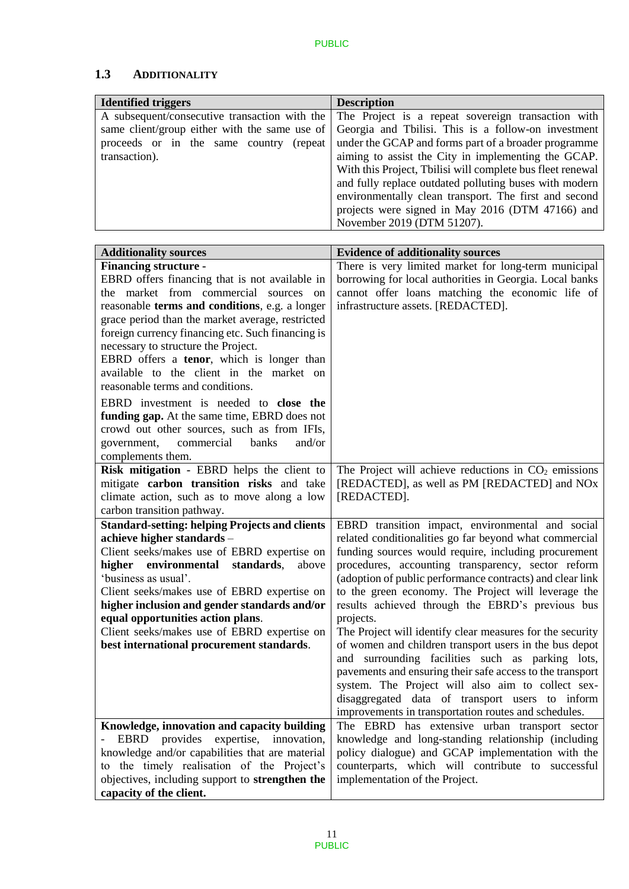### 1.3 ADDITIONALITY

| Identified triggers | Description |
|---|---|
| A subsequent/consecutive transaction with the same client/group either with the same use of proceeds or in the same country (repeat transaction). | The Project is a repeat sovereign transaction with Georgia and Tbilisi. This is a follow-on investment under the GCAP and forms part of a broader programme aiming to assist the City in implementing the GCAP. With this Project, Tbilisi will complete bus fleet renewal and fully replace outdated polluting buses with modern environmentally clean transport. The first and second projects were signed in May 2016 (DTM 47166) and November 2019 (DTM 51207). |

| Additionality sources | Evidence of additionality sources |
|---|---|
| **Financing structure -** EBRD offers financing that is not available in the market from commercial sources on reasonable **terms and conditions**, e.g. a longer grace period than the market average, restricted foreign currency financing etc. Such financing is necessary to structure the Project. EBRD offers a **tenor**, which is longer than available to the client in the market on reasonable terms and conditions. EBRD investment is needed to **close the funding gap.** At the same time, EBRD does not crowd out other sources, such as from IFIs, government, commercial banks and/or complements them. | There is very limited market for long-term municipal borrowing for local authorities in Georgia. Local banks cannot offer loans matching the economic life of infrastructure assets. [REDACTED]. |
| **Risk mitigation -** EBRD helps the client to mitigate **carbon transition risks** and take climate action, such as to move along a low carbon transition pathway. | The Project will achieve reductions in $CO_2$ emissions [REDACTED], as well as PM [REDACTED] and NOx [REDACTED]. |
| **Standard-setting: helping Projects and clients achieve higher standards** – Client seeks/makes use of EBRD expertise on **higher environmental standards**, above 'business as usual'. Client seeks/makes use of EBRD expertise on **higher inclusion and gender standards and/or equal opportunities action plans**. Client seeks/makes use of EBRD expertise on **best international procurement standards**. | EBRD transition impact, environmental and social related conditionalities go far beyond what commercial funding sources would require, including procurement procedures, accounting transparency, sector reform (adoption of public performance contracts) and clear link to the green economy. The Project will leverage the results achieved through the EBRD's previous bus projects. The Project will identify clear measures for the security of women and children transport users in the bus depot and surrounding facilities such as parking lots, pavements and ensuring their safe access to the transport system. The Project will also aim to collect sex-disaggregated data of transport users to inform improvements in transportation routes and schedules. |
| **Knowledge, innovation and capacity building** - EBRD provides expertise, innovation, knowledge and/or capabilities that are material to the timely realisation of the Project's objectives, including support to **strengthen the capacity of the client.** | The EBRD has extensive urban transport sector knowledge and long-standing relationship (including policy dialogue) and GCAP implementation with the counterparts, which will contribute to successful implementation of the Project. |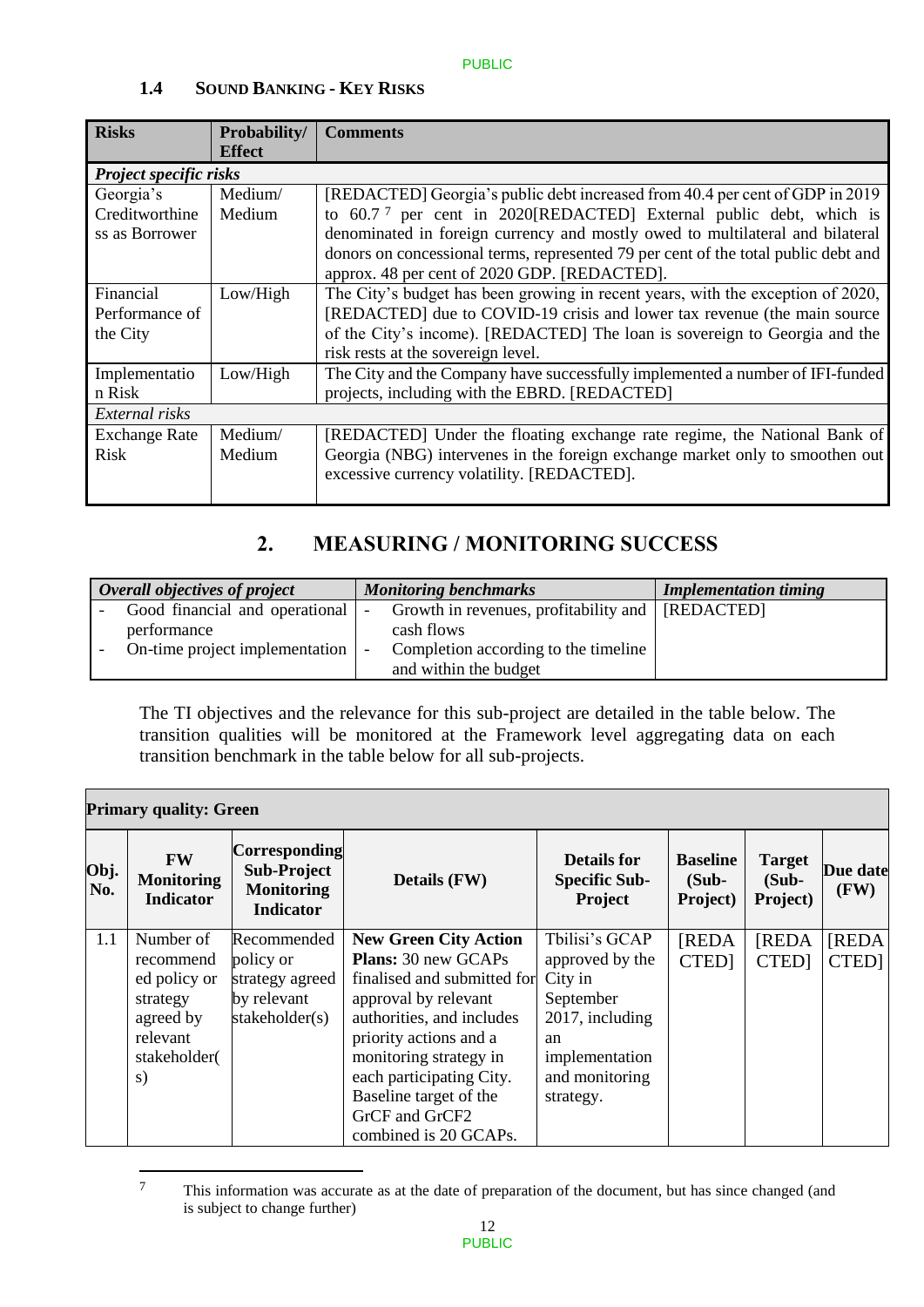### 1.4 SOUND BANKING - KEY RISKS

| Risks | Probability/ Effect | Comments |
|---|---|---|
| ***Project specific risks*** | | |
| Georgia's Creditworthiness as Borrower | Medium/ Medium | [REDACTED] Georgia's public debt increased from 40.4 per cent of GDP in 2019 to 60.7[7] per cent in 2020[REDACTED] External public debt, which is denominated in foreign currency and mostly owed to multilateral and bilateral donors on concessional terms, represented 79 per cent of the total public debt and approx. 48 per cent of 2020 GDP. [REDACTED]. |
| Financial Performance of the City | Low/High | The City's budget has been growing in recent years, with the exception of 2020, [REDACTED] due to COVID-19 crisis and lower tax revenue (the main source of the City's income). [REDACTED] The loan is sovereign to Georgia and the risk rests at the sovereign level. |
| Implementation Risk | Low/High | The City and the Company have successfully implemented a number of IFI-funded projects, including with the EBRD. [REDACTED] |
| *External risks* | | |
| Exchange Rate Risk | Medium/ Medium | [REDACTED] Under the floating exchange rate regime, the National Bank of Georgia (NBG) intervenes in the foreign exchange market only to smoothen out excessive currency volatility. [REDACTED]. |

## 2. MEASURING / MONITORING SUCCESS

| *Overall objectives of project* | *Monitoring benchmarks* | *Implementation timing* |
|---|---|---|
| - Good financial and operational performance<br>- On-time project implementation | - Growth in revenues, profitability and cash flows<br>- Completion according to the timeline and within the budget | [REDACTED] |

The TI objectives and the relevance for this sub-project are detailed in the table below. The transition qualities will be monitored at the Framework level aggregating data on each transition benchmark in the table below for all sub-projects.

| **Primary quality: Green** | | | | | | | |
|---|---|---|---|---|---|---|---|
| **Obj. No.** | **FW Monitoring Indicator** | **Corresponding Sub-Project Monitoring Indicator** | **Details (FW)** | **Details for Specific Sub-Project** | **Baseline (Sub-Project)** | **Target (Sub-Project)** | **Due date (FW)** |
| 1.1 | Number of recommended policy or strategy agreed by relevant stakeholder(s) | Recommended policy or strategy agreed by relevant stakeholder(s) | **New Green City Action Plans:** 30 new GCAPs finalised and submitted for approval by relevant authorities, and includes priority actions and a monitoring strategy in each participating City. Baseline target of the GrCF and GrCF2 combined is 20 GCAPs. | Tbilisi's GCAP approved by the City in September 2017, including an implementation and monitoring strategy. | [REDACTED] | [REDACTED] | [REDACTED] |

[7] This information was accurate as at the date of preparation of the document, but has since changed (and is subject to change further)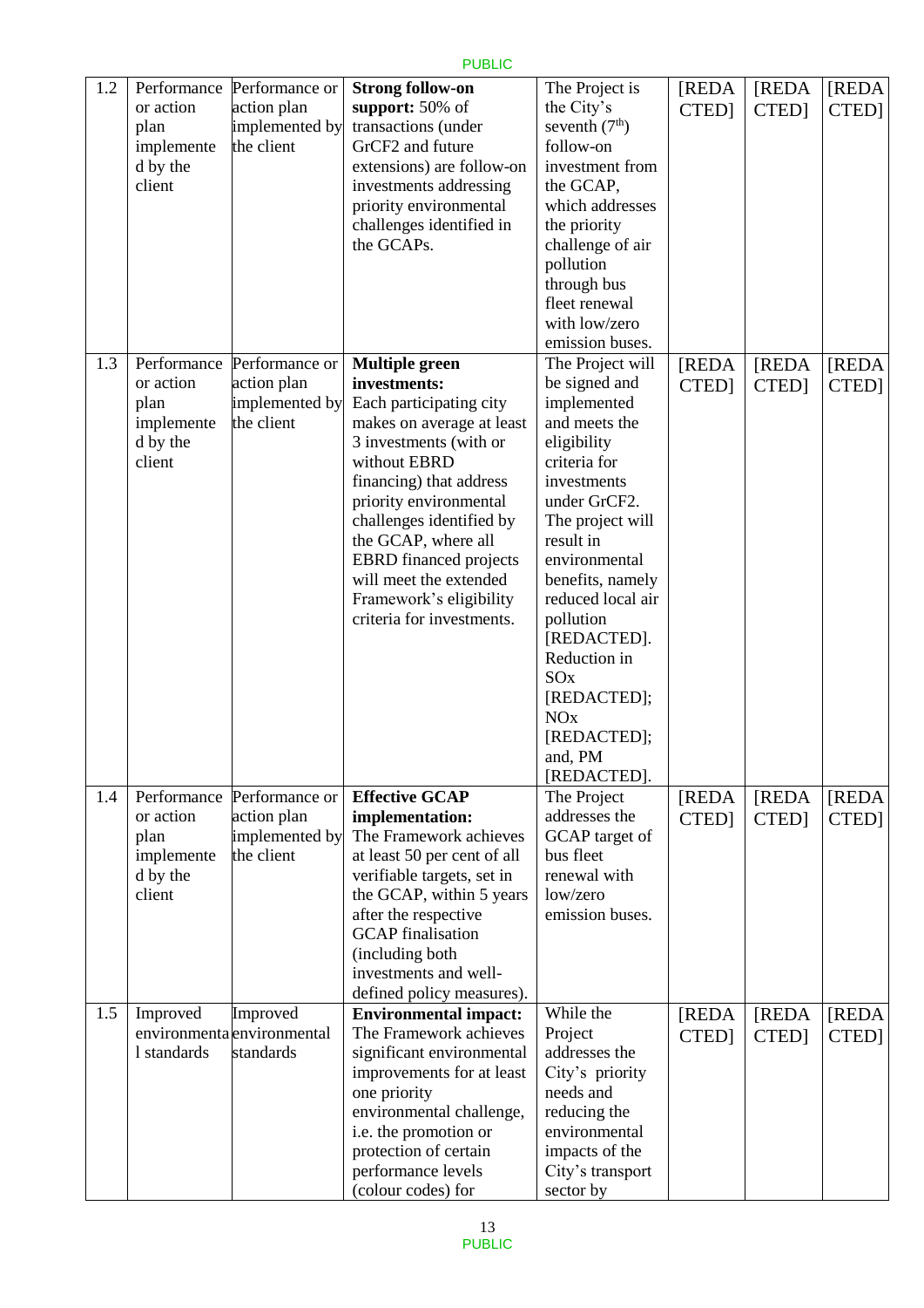| 1.2 | Performance or action plan implemented by the client | Performance or action plan implemented by the client | **Strong follow-on support:** 50% of transactions (under GrCF2 and future extensions) are follow-on investments addressing priority environmental challenges identified in the GCAPs. | The Project is the City's seventh (7th) follow-on investment from the GCAP, which addresses the priority challenge of air pollution through bus fleet renewal with low/zero emission buses. | [REDACTED] | [REDACTED] | [REDACTED] |
|---|---|---|---|---|---|---|---|
| 1.3 | Performance or action plan implemented by the client | Performance or action plan implemented by the client | **Multiple green investments:** Each participating city makes on average at least 3 investments (with or without EBRD financing) that address priority environmental challenges identified by the GCAP, where all EBRD financed projects will meet the extended Framework's eligibility criteria for investments. | The Project will be signed and implemented and meets the eligibility criteria for investments under GrCF2. The project will result in environmental benefits, namely reduced local air pollution [REDACTED]. Reduction in SOx [REDACTED]; NOx [REDACTED]; and, PM [REDACTED]. | [REDACTED] | [REDACTED] | [REDACTED] |
| 1.4 | Performance or action plan implemented by the client | Performance or action plan implemented by the client | **Effective GCAP implementation:** The Framework achieves at least 50 per cent of all verifiable targets, set in the GCAP, within 5 years after the respective GCAP finalisation (including both investments and well-defined policy measures). | The Project addresses the GCAP target of bus fleet renewal with low/zero emission buses. | [REDACTED] | [REDACTED] | [REDACTED] |
| 1.5 | Improved environmental standards | Improved environmental standards | **Environmental impact:** The Framework achieves significant environmental improvements for at least one priority environmental challenge, i.e. the promotion or protection of certain performance levels (colour codes) for | While the Project addresses the City's priority needs and reducing the environmental impacts of the City's transport sector by | [REDACTED] | [REDACTED] | [REDACTED] |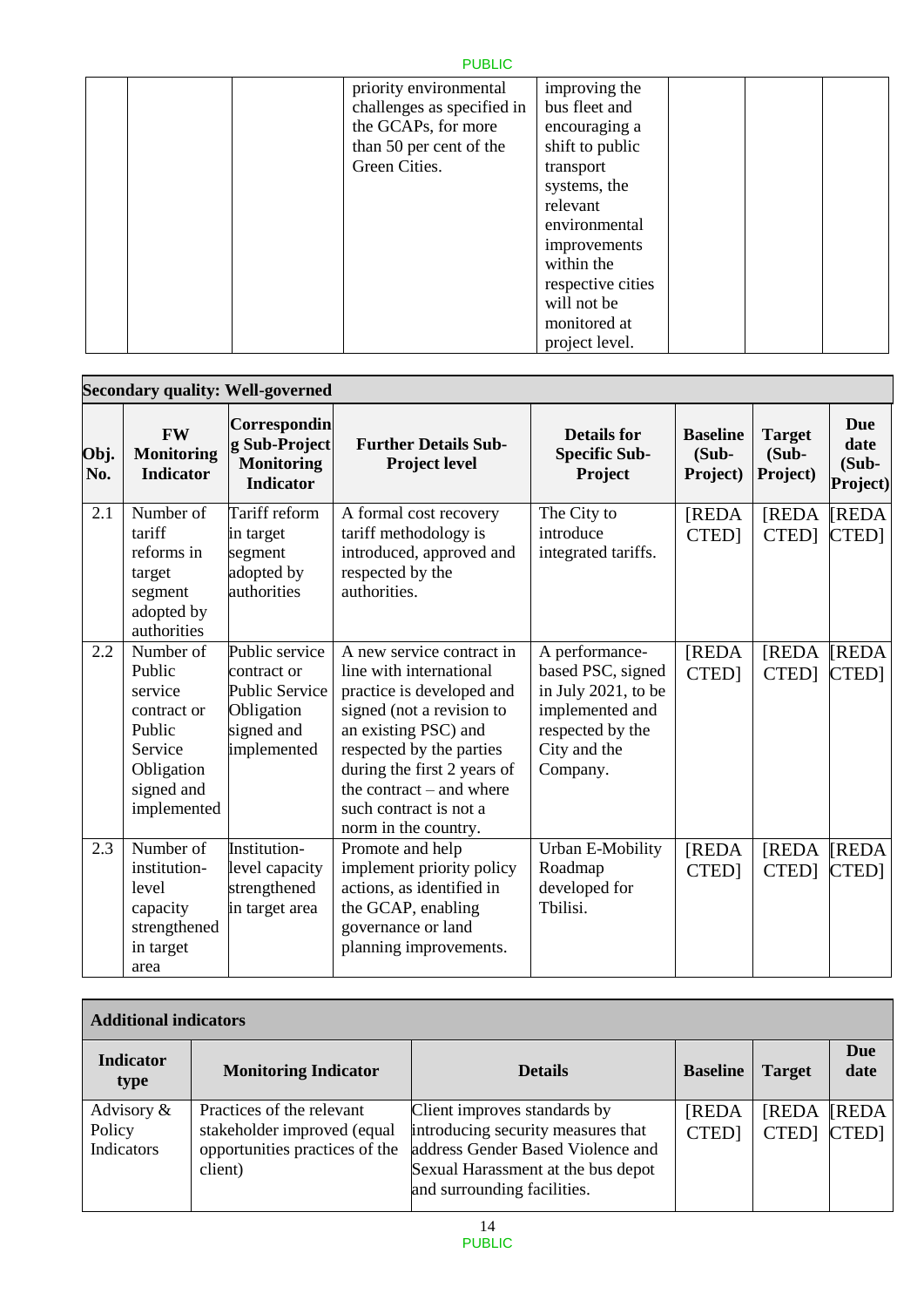| | | | priority environmental challenges as specified in the GCAPs, for more than 50 per cent of the Green Cities. | improving the bus fleet and encouraging a shift to public transport systems, the relevant environmental improvements within the respective cities will not be monitored at project level. | | | |
|---|---|---|---|---|---|---|---|

| **Secondary quality: Well-governed** | | | | | | | |
|---|---|---|---|---|---|---|---|
| **Obj. No.** | **FW Monitoring Indicator** | **Corresponding Sub-Project Monitoring Indicator** | **Further Details Sub-Project level** | **Details for Specific Sub-Project** | **Baseline (Sub-Project)** | **Target (Sub-Project)** | **Due date (Sub-Project)** |
| 2.1 | Number of tariff reforms in target segment adopted by authorities | Tariff reform in target segment adopted by authorities | A formal cost recovery tariff methodology is introduced, approved and respected by the authorities. | The City to introduce integrated tariffs. | [REDACTED] | [REDACTED] | [REDACTED] |
| 2.2 | Number of Public service contract or Public Service Obligation signed and implemented | Public service contract or Public Service Obligation signed and implemented | A new service contract in line with international practice is developed and signed (not a revision to an existing PSC) and respected by the parties during the first 2 years of the contract – and where such contract is not a norm in the country. | A performance-based PSC, signed in July 2021, to be implemented and respected by the City and the Company. | [REDACTED] | [REDACTED] | [REDACTED] |
| 2.3 | Number of institution-level capacity strengthened in target area | Institution-level capacity strengthened in target area | Promote and help implement priority policy actions, as identified in the GCAP, enabling governance or land planning improvements. | Urban E-Mobility Roadmap developed for Tbilisi. | [REDACTED] | [REDACTED] | [REDACTED] |

| **Additional indicators** | | | | | |
|---|---|---|---|---|---|
| **Indicator type** | **Monitoring Indicator** | **Details** | **Baseline** | **Target** | **Due date** |
| Advisory & Policy Indicators | Practices of the relevant stakeholder improved (equal opportunities practices of the client) | Client improves standards by introducing security measures that address Gender Based Violence and Sexual Harassment at the bus depot and surrounding facilities. | [REDACTED] | [REDACTED] | [REDACTED] |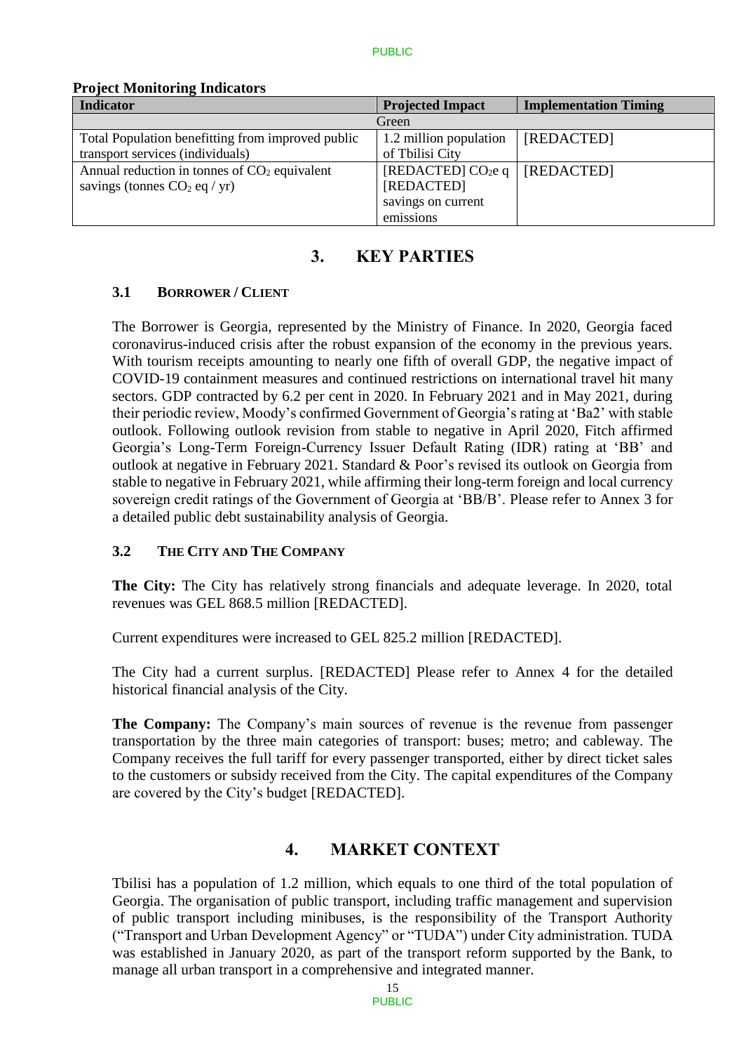**Project Monitoring Indicators**

| Indicator | Projected Impact | Implementation Timing |
|---|---|---|
| Green | | |
| Total Population benefitting from improved public transport services (individuals) | 1.2 million population of Tbilisi City | [REDACTED] |
| Annual reduction in tonnes of $CO_2$ equivalent savings (tonnes $CO_2$ eq / yr) | [REDACTED] $CO_2e$ q [REDACTED] savings on current emissions | [REDACTED] |

# 3. KEY PARTIES

## 3.1 BORROWER / CLIENT

The Borrower is Georgia, represented by the Ministry of Finance. In 2020, Georgia faced coronavirus-induced crisis after the robust expansion of the economy in the previous years. With tourism receipts amounting to nearly one fifth of overall GDP, the negative impact of COVID-19 containment measures and continued restrictions on international travel hit many sectors. GDP contracted by 6.2 per cent in 2020. In February 2021 and in May 2021, during their periodic review, Moody's confirmed Government of Georgia's rating at 'Ba2' with stable outlook. Following outlook revision from stable to negative in April 2020, Fitch affirmed Georgia's Long-Term Foreign-Currency Issuer Default Rating (IDR) rating at 'BB' and outlook at negative in February 2021. Standard & Poor's revised its outlook on Georgia from stable to negative in February 2021, while affirming their long-term foreign and local currency sovereign credit ratings of the Government of Georgia at 'BB/B'. Please refer to Annex 3 for a detailed public debt sustainability analysis of Georgia.

## 3.2 THE CITY AND THE COMPANY

**The City:** The City has relatively strong financials and adequate leverage. In 2020, total revenues was GEL 868.5 million [REDACTED].

Current expenditures were increased to GEL 825.2 million [REDACTED].

The City had a current surplus. [REDACTED] Please refer to Annex 4 for the detailed historical financial analysis of the City.

**The Company:** The Company's main sources of revenue is the revenue from passenger transportation by the three main categories of transport: buses; metro; and cableway. The Company receives the full tariff for every passenger transported, either by direct ticket sales to the customers or subsidy received from the City. The capital expenditures of the Company are covered by the City's budget [REDACTED].

# 4. MARKET CONTEXT

Tbilisi has a population of 1.2 million, which equals to one third of the total population of Georgia. The organisation of public transport, including traffic management and supervision of public transport including minibuses, is the responsibility of the Transport Authority ("Transport and Urban Development Agency" or "TUDA") under City administration. TUDA was established in January 2020, as part of the transport reform supported by the Bank, to manage all urban transport in a comprehensive and integrated manner.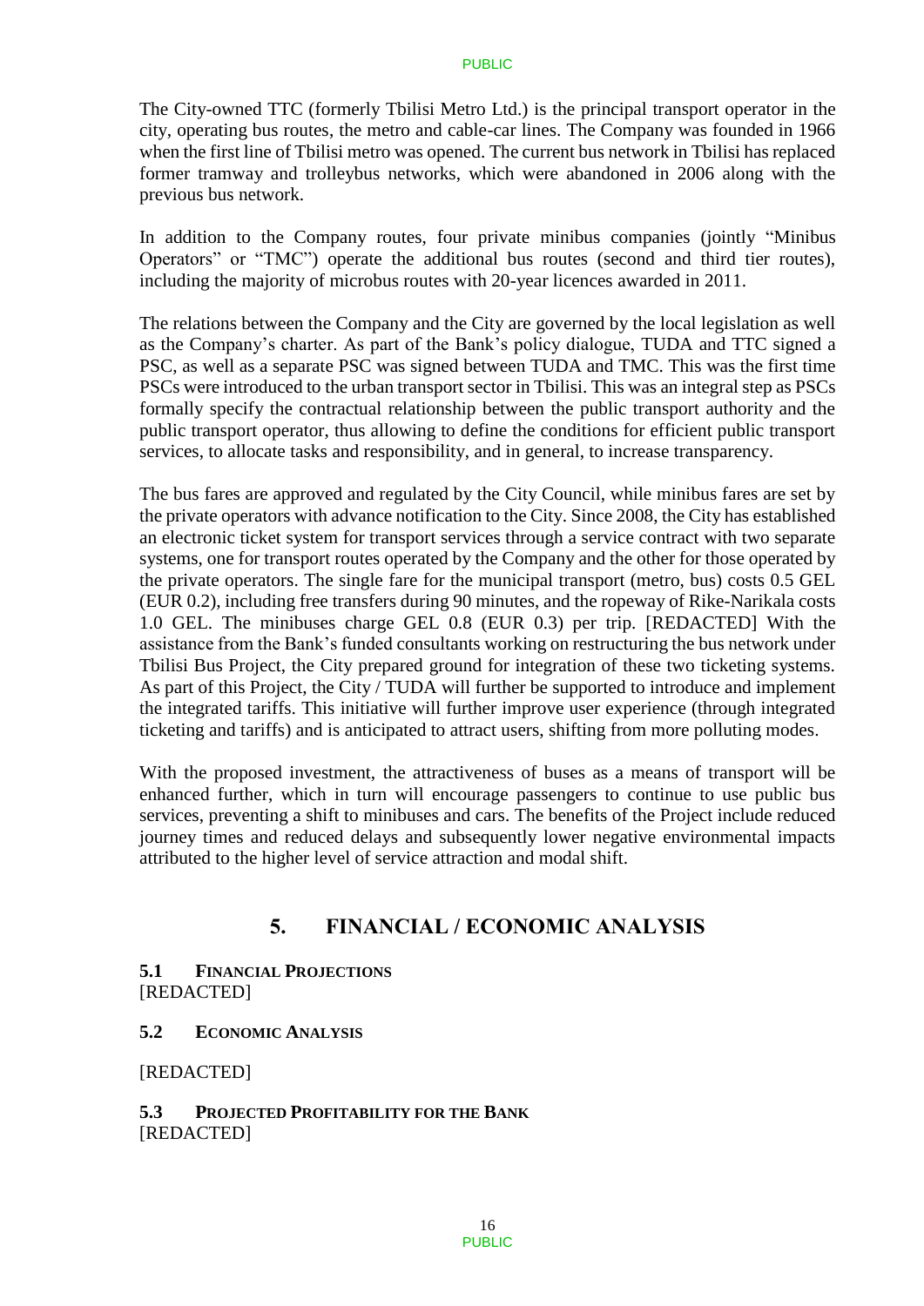The City-owned TTC (formerly Tbilisi Metro Ltd.) is the principal transport operator in the city, operating bus routes, the metro and cable-car lines. The Company was founded in 1966 when the first line of Tbilisi metro was opened. The current bus network in Tbilisi has replaced former tramway and trolleybus networks, which were abandoned in 2006 along with the previous bus network.

In addition to the Company routes, four private minibus companies (jointly "Minibus Operators" or "TMC") operate the additional bus routes (second and third tier routes), including the majority of microbus routes with 20-year licences awarded in 2011.

The relations between the Company and the City are governed by the local legislation as well as the Company's charter. As part of the Bank's policy dialogue, TUDA and TTC signed a PSC, as well as a separate PSC was signed between TUDA and TMC. This was the first time PSCs were introduced to the urban transport sector in Tbilisi. This was an integral step as PSCs formally specify the contractual relationship between the public transport authority and the public transport operator, thus allowing to define the conditions for efficient public transport services, to allocate tasks and responsibility, and in general, to increase transparency.

The bus fares are approved and regulated by the City Council, while minibus fares are set by the private operators with advance notification to the City. Since 2008, the City has established an electronic ticket system for transport services through a service contract with two separate systems, one for transport routes operated by the Company and the other for those operated by the private operators. The single fare for the municipal transport (metro, bus) costs 0.5 GEL (EUR 0.2), including free transfers during 90 minutes, and the ropeway of Rike-Narikala costs 1.0 GEL. The minibuses charge GEL 0.8 (EUR 0.3) per trip. [REDACTED] With the assistance from the Bank's funded consultants working on restructuring the bus network under Tbilisi Bus Project, the City prepared ground for integration of these two ticketing systems. As part of this Project, the City / TUDA will further be supported to introduce and implement the integrated tariffs. This initiative will further improve user experience (through integrated ticketing and tariffs) and is anticipated to attract users, shifting from more polluting modes.

With the proposed investment, the attractiveness of buses as a means of transport will be enhanced further, which in turn will encourage passengers to continue to use public bus services, preventing a shift to minibuses and cars. The benefits of the Project include reduced journey times and reduced delays and subsequently lower negative environmental impacts attributed to the higher level of service attraction and modal shift.

# 5. FINANCIAL / ECONOMIC ANALYSIS

## 5.1 Financial Projections

[REDACTED]

## 5.2 Economic Analysis

[REDACTED]

## 5.3 Projected Profitability for the Bank

[REDACTED]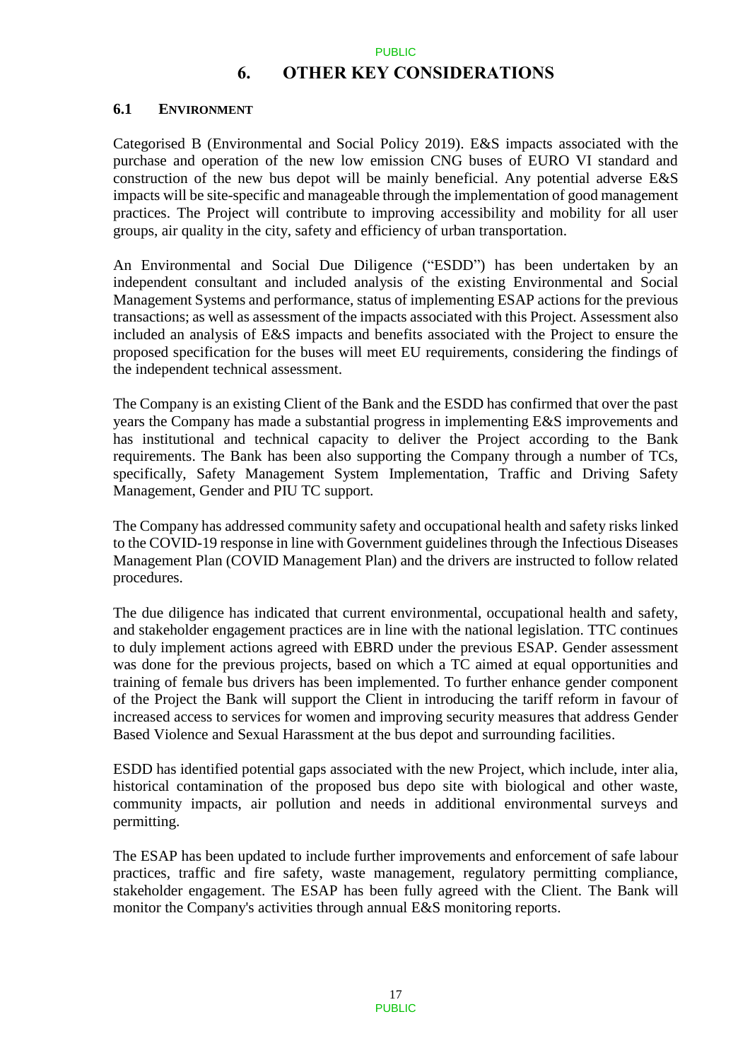# 6. OTHER KEY CONSIDERATIONS

## 6.1 ENVIRONMENT

Categorised B (Environmental and Social Policy 2019). E&S impacts associated with the purchase and operation of the new low emission CNG buses of EURO VI standard and construction of the new bus depot will be mainly beneficial. Any potential adverse E&S impacts will be site-specific and manageable through the implementation of good management practices. The Project will contribute to improving accessibility and mobility for all user groups, air quality in the city, safety and efficiency of urban transportation.

An Environmental and Social Due Diligence ("ESDD") has been undertaken by an independent consultant and included analysis of the existing Environmental and Social Management Systems and performance, status of implementing ESAP actions for the previous transactions; as well as assessment of the impacts associated with this Project. Assessment also included an analysis of E&S impacts and benefits associated with the Project to ensure the proposed specification for the buses will meet EU requirements, considering the findings of the independent technical assessment.

The Company is an existing Client of the Bank and the ESDD has confirmed that over the past years the Company has made a substantial progress in implementing E&S improvements and has institutional and technical capacity to deliver the Project according to the Bank requirements. The Bank has been also supporting the Company through a number of TCs, specifically, Safety Management System Implementation, Traffic and Driving Safety Management, Gender and PIU TC support.

The Company has addressed community safety and occupational health and safety risks linked to the COVID-19 response in line with Government guidelines through the Infectious Diseases Management Plan (COVID Management Plan) and the drivers are instructed to follow related procedures.

The due diligence has indicated that current environmental, occupational health and safety, and stakeholder engagement practices are in line with the national legislation. TTC continues to duly implement actions agreed with EBRD under the previous ESAP. Gender assessment was done for the previous projects, based on which a TC aimed at equal opportunities and training of female bus drivers has been implemented. To further enhance gender component of the Project the Bank will support the Client in introducing the tariff reform in favour of increased access to services for women and improving security measures that address Gender Based Violence and Sexual Harassment at the bus depot and surrounding facilities.

ESDD has identified potential gaps associated with the new Project, which include, inter alia, historical contamination of the proposed bus depo site with biological and other waste, community impacts, air pollution and needs in additional environmental surveys and permitting.

The ESAP has been updated to include further improvements and enforcement of safe labour practices, traffic and fire safety, waste management, regulatory permitting compliance, stakeholder engagement. The ESAP has been fully agreed with the Client. The Bank will monitor the Company's activities through annual E&S monitoring reports.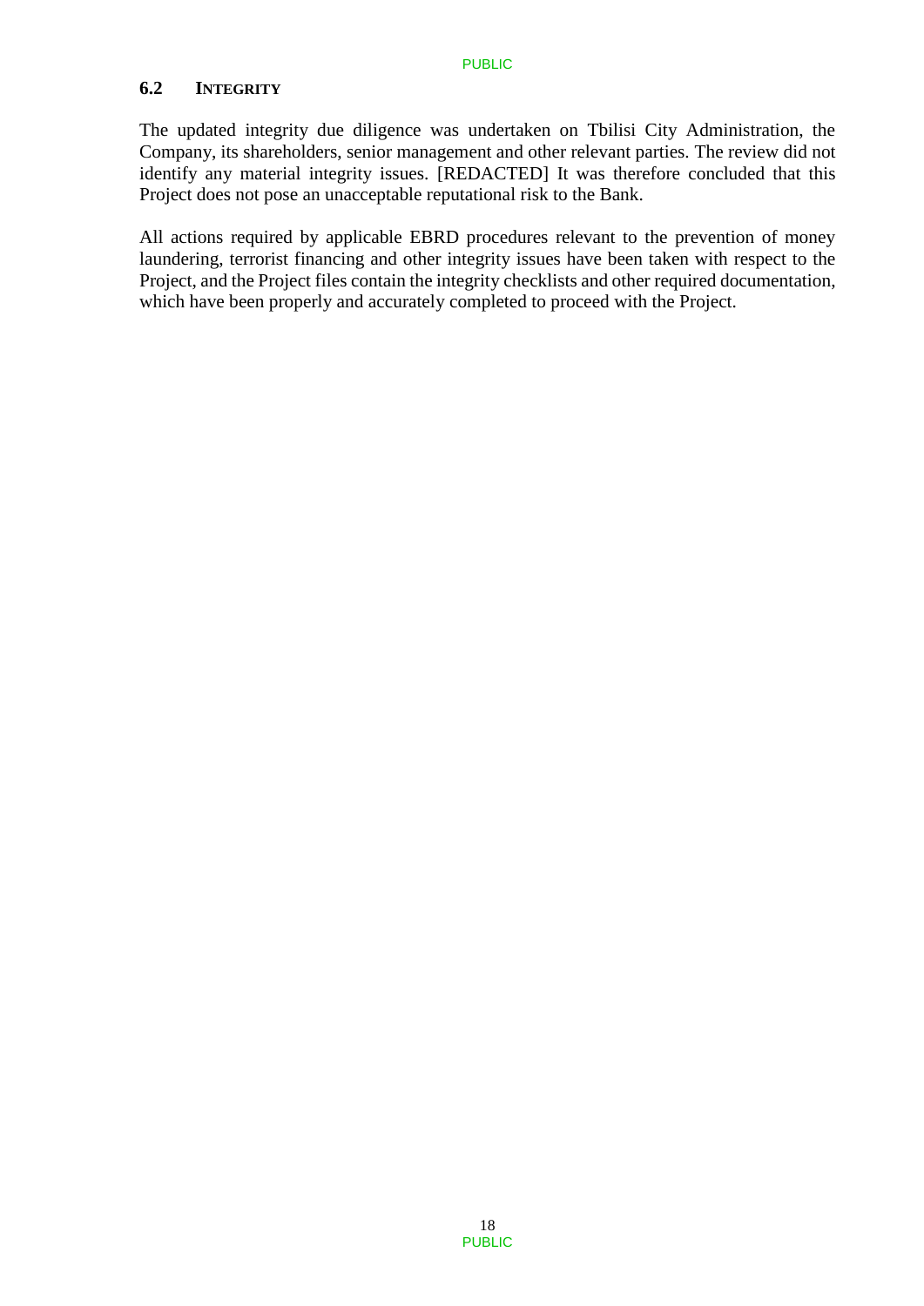### 6.2 INTEGRITY

The updated integrity due diligence was undertaken on Tbilisi City Administration, the Company, its shareholders, senior management and other relevant parties. The review did not identify any material integrity issues. [REDACTED] It was therefore concluded that this Project does not pose an unacceptable reputational risk to the Bank.

All actions required by applicable EBRD procedures relevant to the prevention of money laundering, terrorist financing and other integrity issues have been taken with respect to the Project, and the Project files contain the integrity checklists and other required documentation, which have been properly and accurately completed to proceed with the Project.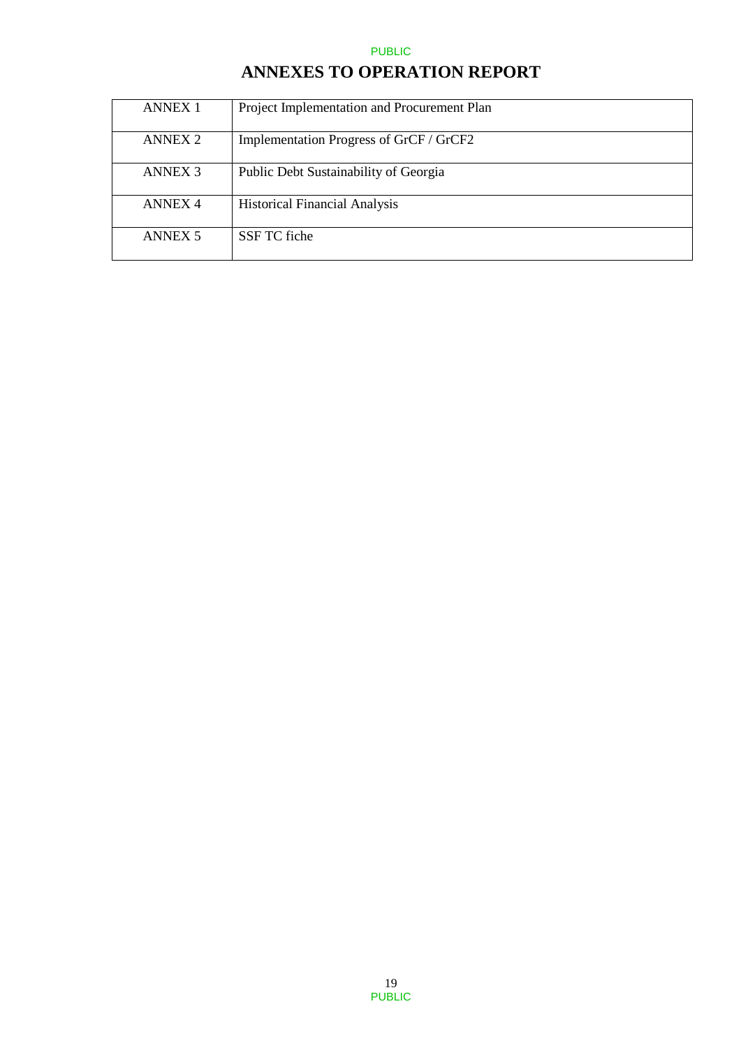# ANNEXES TO OPERATION REPORT

| | |
|---|---|
| ANNEX 1 | Project Implementation and Procurement Plan |
| ANNEX 2 | Implementation Progress of GrCF / GrCF2 |
| ANNEX 3 | Public Debt Sustainability of Georgia |
| ANNEX 4 | Historical Financial Analysis |
| ANNEX 5 | SSF TC fiche |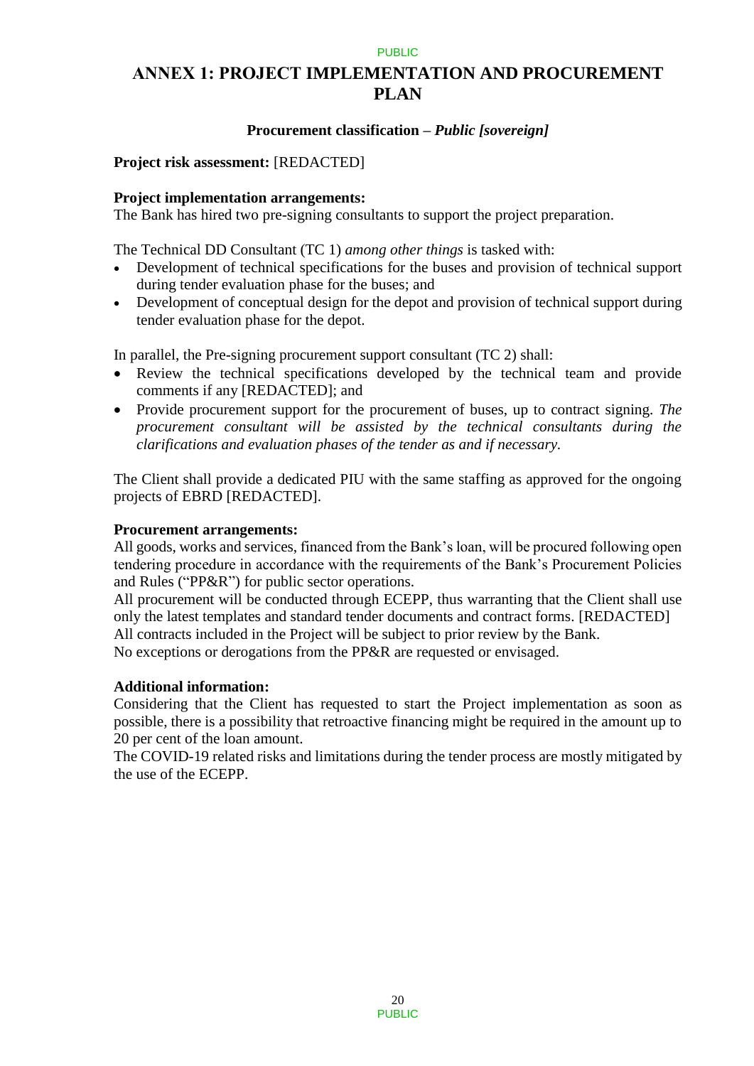# ANNEX 1: PROJECT IMPLEMENTATION AND PROCUREMENT PLAN

**Procurement classification –** ***Public [sovereign]***

**Project risk assessment:** [REDACTED]

**Project implementation arrangements:**
The Bank has hired two pre-signing consultants to support the project preparation.

The Technical DD Consultant (TC 1) *among other things* is tasked with:

- Development of technical specifications for the buses and provision of technical support during tender evaluation phase for the buses; and
- Development of conceptual design for the depot and provision of technical support during tender evaluation phase for the depot.

In parallel, the Pre-signing procurement support consultant (TC 2) shall:

- Review the technical specifications developed by the technical team and provide comments if any [REDACTED]; and
- Provide procurement support for the procurement of buses, up to contract signing. *The procurement consultant will be assisted by the technical consultants during the clarifications and evaluation phases of the tender as and if necessary.*

The Client shall provide a dedicated PIU with the same staffing as approved for the ongoing projects of EBRD [REDACTED].

**Procurement arrangements:**
All goods, works and services, financed from the Bank's loan, will be procured following open tendering procedure in accordance with the requirements of the Bank's Procurement Policies and Rules ("PP&R") for public sector operations.
All procurement will be conducted through ECEPP, thus warranting that the Client shall use only the latest templates and standard tender documents and contract forms. [REDACTED]
All contracts included in the Project will be subject to prior review by the Bank.
No exceptions or derogations from the PP&R are requested or envisaged.

**Additional information:**
Considering that the Client has requested to start the Project implementation as soon as possible, there is a possibility that retroactive financing might be required in the amount up to 20 per cent of the loan amount.
The COVID-19 related risks and limitations during the tender process are mostly mitigated by the use of the ECEPP.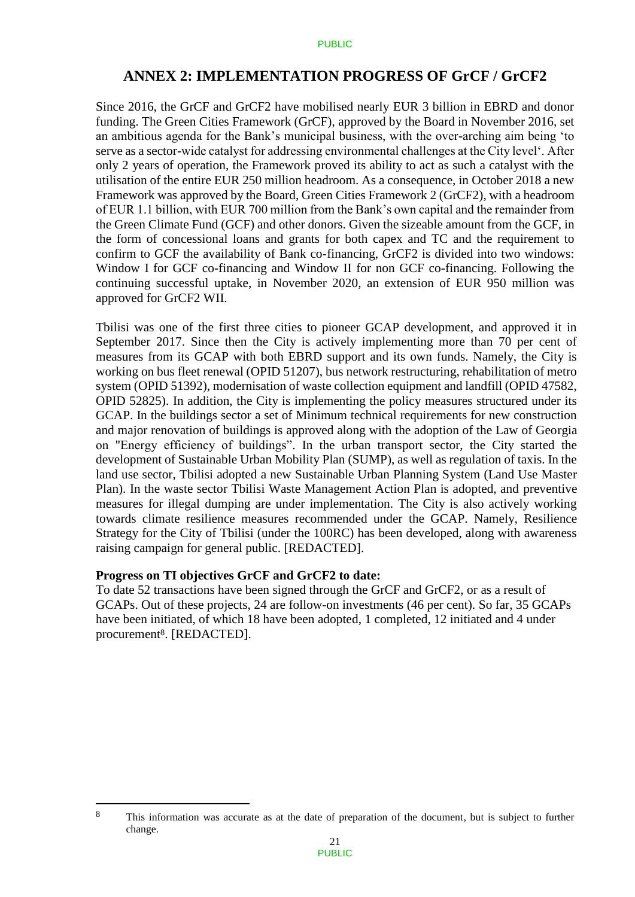## ANNEX 2: IMPLEMENTATION PROGRESS OF GrCF / GrCF2

Since 2016, the GrCF and GrCF2 have mobilised nearly EUR 3 billion in EBRD and donor funding. The Green Cities Framework (GrCF), approved by the Board in November 2016, set an ambitious agenda for the Bank's municipal business, with the over-arching aim being 'to serve as a sector-wide catalyst for addressing environmental challenges at the City level'. After only 2 years of operation, the Framework proved its ability to act as such a catalyst with the utilisation of the entire EUR 250 million headroom. As a consequence, in October 2018 a new Framework was approved by the Board, Green Cities Framework 2 (GrCF2), with a headroom of EUR 1.1 billion, with EUR 700 million from the Bank's own capital and the remainder from the Green Climate Fund (GCF) and other donors. Given the sizeable amount from the GCF, in the form of concessional loans and grants for both capex and TC and the requirement to confirm to GCF the availability of Bank co-financing, GrCF2 is divided into two windows: Window I for GCF co-financing and Window II for non GCF co-financing. Following the continuing successful uptake, in November 2020, an extension of EUR 950 million was approved for GrCF2 WII.

Tbilisi was one of the first three cities to pioneer GCAP development, and approved it in September 2017. Since then the City is actively implementing more than 70 per cent of measures from its GCAP with both EBRD support and its own funds. Namely, the City is working on bus fleet renewal (OPID 51207), bus network restructuring, rehabilitation of metro system (OPID 51392), modernisation of waste collection equipment and landfill (OPID 47582, OPID 52825). In addition, the City is implementing the policy measures structured under its GCAP. In the buildings sector a set of Minimum technical requirements for new construction and major renovation of buildings is approved along with the adoption of the Law of Georgia on "Energy efficiency of buildings". In the urban transport sector, the City started the development of Sustainable Urban Mobility Plan (SUMP), as well as regulation of taxis. In the land use sector, Tbilisi adopted a new Sustainable Urban Planning System (Land Use Master Plan). In the waste sector Tbilisi Waste Management Action Plan is adopted, and preventive measures for illegal dumping are under implementation. The City is also actively working towards climate resilience measures recommended under the GCAP. Namely, Resilience Strategy for the City of Tbilisi (under the 100RC) has been developed, along with awareness raising campaign for general public. [REDACTED].

**Progress on TI objectives GrCF and GrCF2 to date:**

To date 52 transactions have been signed through the GrCF and GrCF2, or as a result of GCAPs. Out of these projects, 24 are follow-on investments (46 per cent). So far, 35 GCAPs have been initiated, of which 18 have been adopted, 1 completed, 12 initiated and 4 under procurement[8]. [REDACTED].

[8] This information was accurate as at the date of preparation of the document, but is subject to further change.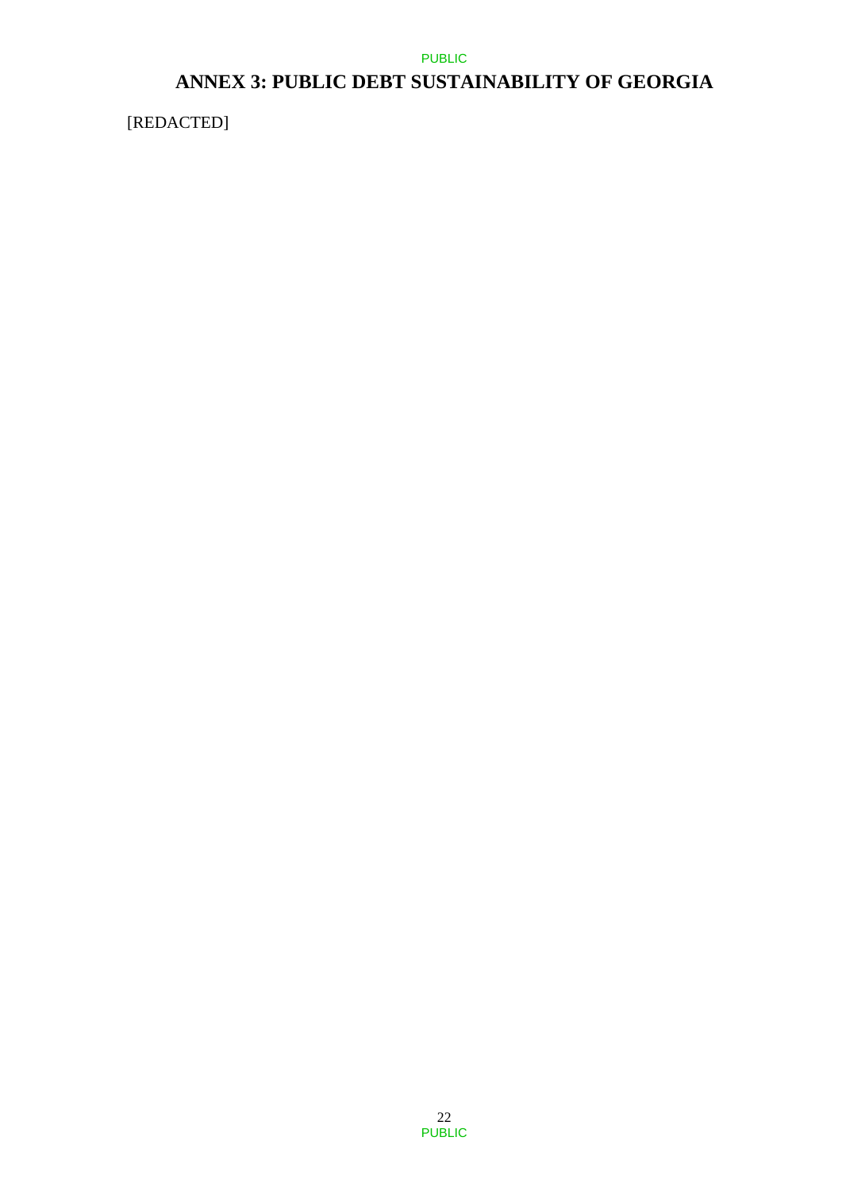# ANNEX 3: PUBLIC DEBT SUSTAINABILITY OF GEORGIA

[REDACTED]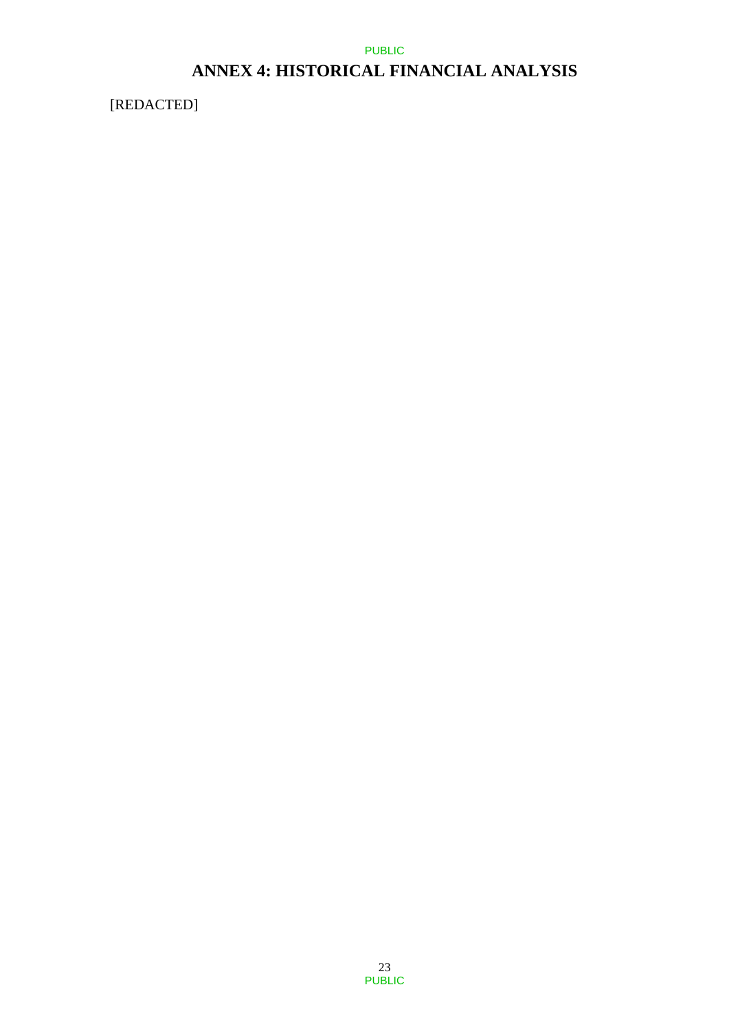# ANNEX 4: HISTORICAL FINANCIAL ANALYSIS

[REDACTED]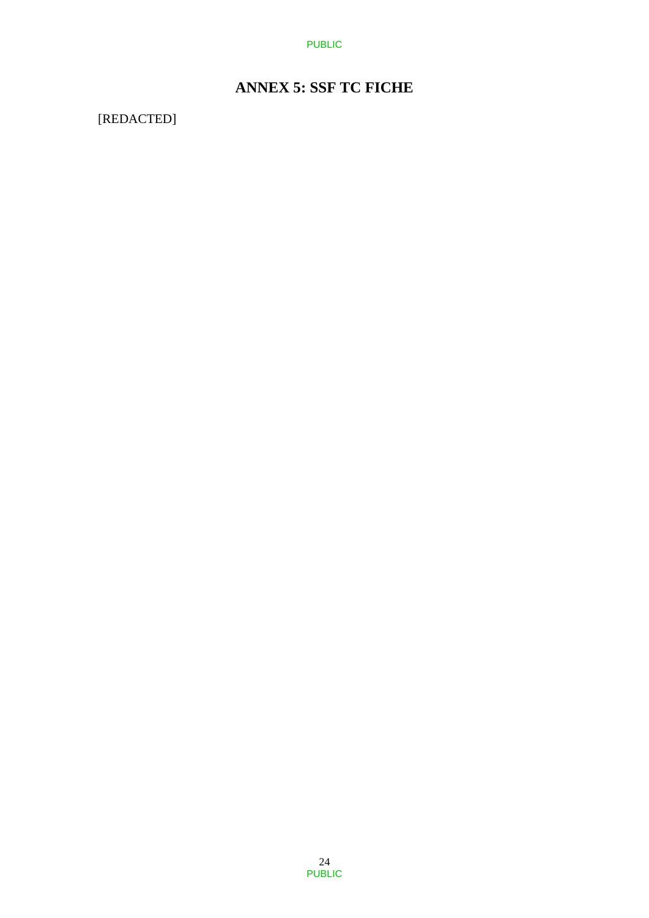# ANNEX 5: SSF TC FICHE

[REDACTED]